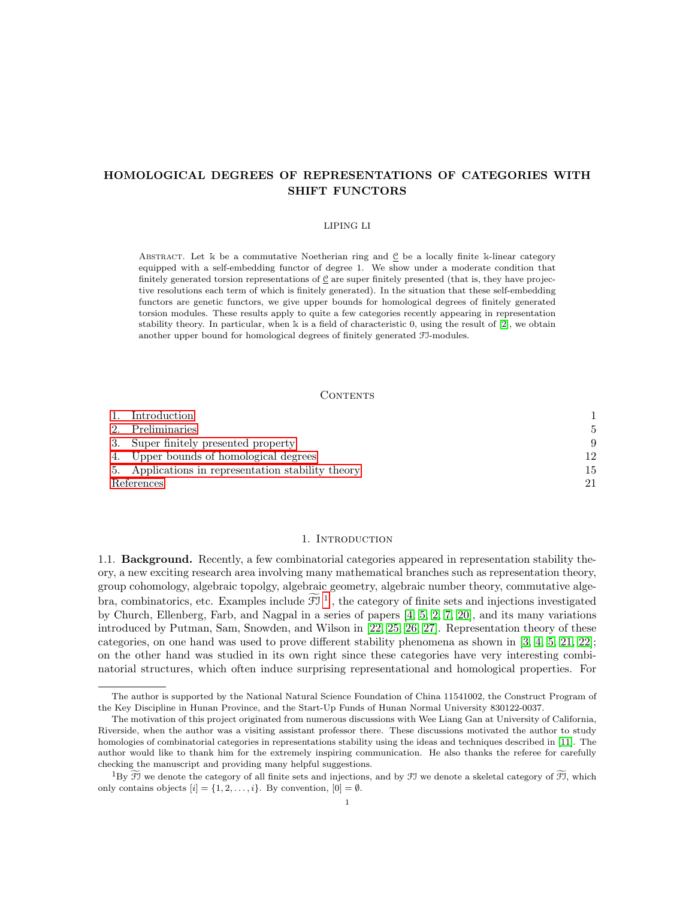# HOMOLOGICAL DEGREES OF REPRESENTATIONS OF CATEGORIES WITH SHIFT FUNCTORS

LIPING LI

Abstract. Let $\Bbbk$ be a commutative Noetherian ring and $\underline{\mathcal{C}}$ be a locally finite $\Bbbk$-linear category equipped with a self-embedding functor of degree 1. We show under a moderate condition that finitely generated torsion representations of $\underline{\mathcal{C}}$ are super finitely presented (that is, they have projective resolutions each term of which is finitely generated). In the situation that these self-embedding functors are genetic functors, we give upper bounds for homological degrees of finitely generated torsion modules. These results apply to quite a few categories recently appearing in representation stability theory. In particular, when $\Bbbk$ is a field of characteristic 0, using the result of [2], we obtain another upper bound for homological degrees of finitely generated $\mathcal{FI}$-modules.

## Contents

| | |
|---|---|
| 1. Introduction | 1 |
| 2. Preliminaries | 5 |
| 3. Super finitely presented property | 9 |
| 4. Upper bounds of homological degrees | 12 |
| 5. Applications in representation stability theory | 15 |
| References | 21 |

## 1. Introduction

1.1. **Background.** Recently, a few combinatorial categories appeared in representation stability theory, a new exciting research area involving many mathematical branches such as representation theory, group cohomology, algebraic topolgy, algebraic geometry, algebraic number theory, commutative algebra, combinatorics, etc. Examples include $\widetilde{\mathcal{FI}}$ [1], the category of finite sets and injections investigated by Church, Ellenberg, Farb, and Nagpal in a series of papers [4, 5, 2, 7, 20], and its many variations introduced by Putman, Sam, Snowden, and Wilson in [22, 25, 26, 27]. Representation theory of these categories, on one hand was used to prove different stability phenomena as shown in [3, 4, 5, 21, 22]; on the other hand was studied in its own right since these categories have very interesting combinatorial structures, which often induce surprising representational and homological properties. For

---

The author is supported by the National Natural Science Foundation of China 11541002, the Construct Program of the Key Discipline in Hunan Province, and the Start-Up Funds of Hunan Normal University 830122-0037.

The motivation of this project originated from numerous discussions with Wee Liang Gan at University of California, Riverside, when the author was a visiting assistant professor there. These discussions motivated the author to study homologies of combinatorial categories in representations stability using the ideas and techniques described in [11]. The author would like to thank him for the extremely inspiring communication. He also thanks the referee for carefully checking the manuscript and providing many helpful suggestions.

[1] By $\widetilde{\mathcal{FI}}$ we denote the category of all finite sets and injections, and by $\mathcal{FI}$ we denote a skeletal category of $\widetilde{\mathcal{FI}}$, which only contains objects $[i] = \{1, 2, \ldots, i\}$. By convention, $[0] = \emptyset$.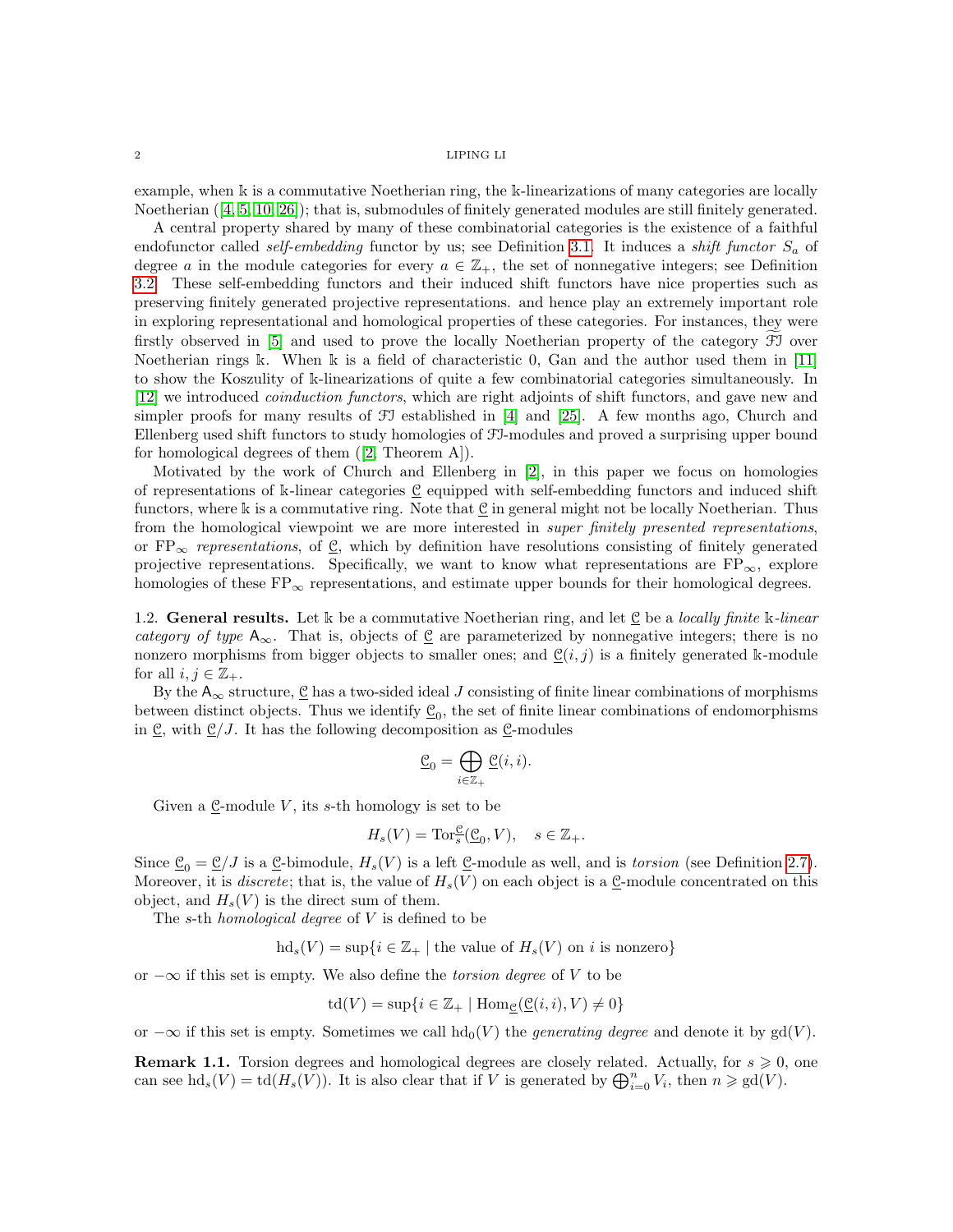example, when $\Bbbk$ is a commutative Noetherian ring, the $\Bbbk$-linearizations of many categories are locally Noetherian ([4, 5, 10, 26]); that is, submodules of finitely generated modules are still finitely generated.

A central property shared by many of these combinatorial categories is the existence of a faithful endofunctor called *self-embedding* functor by us; see Definition 3.1. It induces a *shift functor* $S_a$ of degree $a$ in the module categories for every $a \in \mathbb{Z}_+$, the set of nonnegative integers; see Definition 3.2. These self-embedding functors and their induced shift functors have nice properties such as preserving finitely generated projective representations. and hence play an extremely important role in exploring representational and homological properties of these categories. For instances, they were firstly observed in [5] and used to prove the locally Noetherian property of the category $\widetilde{\mathcal{FI}}$ over Noetherian rings $\Bbbk$. When $\Bbbk$ is a field of characteristic 0, Gan and the author used them in [11] to show the Koszulity of $\Bbbk$-linearizations of quite a few combinatorial categories simultaneously. In [12] we introduced *coinduction functors*, which are right adjoints of shift functors, and gave new and simpler proofs for many results of $\mathcal{FI}$ established in [4] and [25]. A few months ago, Church and Ellenberg used shift functors to study homologies of $\mathcal{FI}$-modules and proved a surprising upper bound for homological degrees of them ([2, Theorem A]).

Motivated by the work of Church and Ellenberg in [2], in this paper we focus on homologies of representations of $\Bbbk$-linear categories $\underline{\mathcal{C}}$ equipped with self-embedding functors and induced shift functors, where $\Bbbk$ is a commutative ring. Note that $\underline{\mathcal{C}}$ in general might not be locally Noetherian. Thus from the homological viewpoint we are more interested in *super finitely presented representations*, or $\mathrm{FP}_\infty$ *representations*, of $\underline{\mathcal{C}}$, which by definition have resolutions consisting of finitely generated projective representations. Specifically, we want to know what representations are $\mathrm{FP}_\infty$, explore homologies of these $\mathrm{FP}_\infty$ representations, and estimate upper bounds for their homological degrees.

## 1.2. General results.

Let $\Bbbk$ be a commutative Noetherian ring, and let $\underline{\mathcal{C}}$ be a *locally finite* $\Bbbk$*-linear category of type* $\mathsf{A}_\infty$. That is, objects of $\underline{\mathcal{C}}$ are parameterized by nonnegative integers; there is no nonzero morphisms from bigger objects to smaller ones; and $\underline{\mathcal{C}}(i, j)$ is a finitely generated $\Bbbk$-module for all $i, j \in \mathbb{Z}_+$.

By the $\mathsf{A}_\infty$ structure, $\underline{\mathcal{C}}$ has a two-sided ideal $J$ consisting of finite linear combinations of morphisms between distinct objects. Thus we identify $\underline{\mathcal{C}}_0$, the set of finite linear combinations of endomorphisms in $\underline{\mathcal{C}}$, with $\underline{\mathcal{C}}/J$. It has the following decomposition as $\underline{\mathcal{C}}$-modules

$$\underline{\mathcal{C}}_0 = \bigoplus_{i \in \mathbb{Z}_+} \underline{\mathcal{C}}(i, i).$$

Given a $\underline{\mathcal{C}}$-module $V$, its $s$-th homology is set to be

$$H_s(V) = \mathrm{Tor}_s^{\underline{\mathcal{C}}}(\underline{\mathcal{C}}_0, V), \quad s \in \mathbb{Z}_+.$$

Since $\underline{\mathcal{C}}_0 = \underline{\mathcal{C}}/J$ is a $\underline{\mathcal{C}}$-bimodule, $H_s(V)$ is a left $\underline{\mathcal{C}}$-module as well, and is *torsion* (see Definition 2.7). Moreover, it is *discrete*; that is, the value of $H_s(V)$ on each object is a $\underline{\mathcal{C}}$-module concentrated on this object, and $H_s(V)$ is the direct sum of them.

The $s$-th *homological degree* of $V$ is defined to be

$$\mathrm{hd}_s(V) = \sup\{i \in \mathbb{Z}_+ \mid \text{the value of } H_s(V) \text{ on } i \text{ is nonzero}\}$$

or $-\infty$ if this set is empty. We also define the *torsion degree* of $V$ to be

$$\mathrm{td}(V) = \sup\{i \in \mathbb{Z}_+ \mid \mathrm{Hom}_{\underline{\mathcal{C}}}(\underline{\mathcal{C}}(i, i), V) \neq 0\}$$

or $-\infty$ if this set is empty. Sometimes we call $\mathrm{hd}_0(V)$ the *generating degree* and denote it by $\mathrm{gd}(V)$.

**Remark 1.1.** Torsion degrees and homological degrees are closely related. Actually, for $s \geqslant 0$, one can see $\mathrm{hd}_s(V) = \mathrm{td}(H_s(V))$. It is also clear that if $V$ is generated by $\bigoplus_{i=0}^n V_i$, then $n \geqslant \mathrm{gd}(V)$.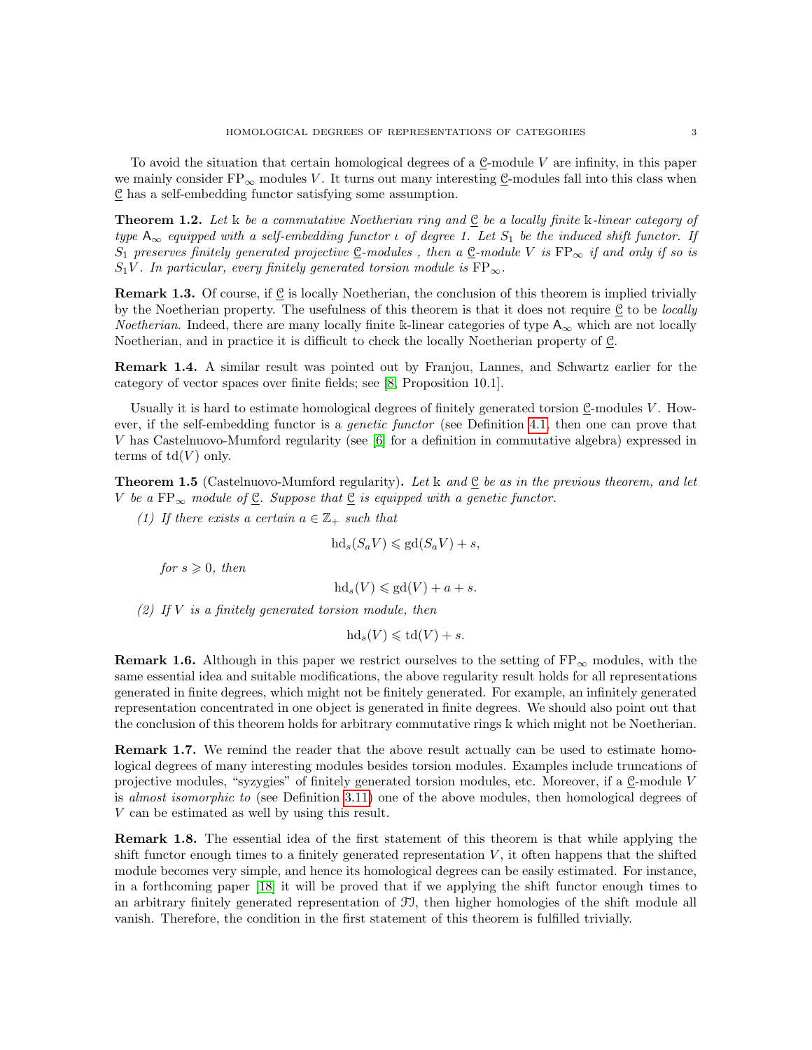To avoid the situation that certain homological degrees of a $\underline{\mathcal{C}}$-module $V$ are infinity, in this paper we mainly consider $\mathrm{FP}_\infty$ modules $V$. It turns out many interesting $\underline{\mathcal{C}}$-modules fall into this class when $\underline{\mathcal{C}}$ has a self-embedding functor satisfying some assumption.

**Theorem 1.2.** *Let $\Bbbk$ be a commutative Noetherian ring and $\underline{\mathcal{C}}$ be a locally finite $\Bbbk$-linear category of type $\mathsf{A}_\infty$ equipped with a self-embedding functor $\iota$ of degree 1. Let $S_1$ be the induced shift functor. If $S_1$ preserves finitely generated projective $\underline{\mathcal{C}}$-modules , then a $\underline{\mathcal{C}}$-module $V$ is $\mathrm{FP}_\infty$ if and only if so is $S_1 V$. In particular, every finitely generated torsion module is $\mathrm{FP}_\infty$.*

**Remark 1.3.** Of course, if $\underline{\mathcal{C}}$ is locally Noetherian, the conclusion of this theorem is implied trivially by the Noetherian property. The usefulness of this theorem is that it does not require $\underline{\mathcal{C}}$ to be *locally Noetherian*. Indeed, there are many locally finite $\Bbbk$-linear categories of type $\mathsf{A}_\infty$ which are not locally Noetherian, and in practice it is difficult to check the locally Noetherian property of $\underline{\mathcal{C}}$.

**Remark 1.4.** A similar result was pointed out by Franjou, Lannes, and Schwartz earlier for the category of vector spaces over finite fields; see [8, Proposition 10.1].

Usually it is hard to estimate homological degrees of finitely generated torsion $\underline{\mathcal{C}}$-modules $V$. However, if the self-embedding functor is a *genetic functor* (see Definition 4.1, then one can prove that $V$ has Castelnuovo-Mumford regularity (see [6] for a definition in commutative algebra) expressed in terms of $\mathrm{td}(V)$ only.

**Theorem 1.5** (Castelnuovo-Mumford regularity)**.** *Let $\Bbbk$ and $\underline{\mathcal{C}}$ be as in the previous theorem, and let $V$ be a $\mathrm{FP}_\infty$ module of $\underline{\mathcal{C}}$. Suppose that $\underline{\mathcal{C}}$ is equipped with a genetic functor.*

*(1) If there exists a certain $a \in \mathbb{Z}_+$ such that*

$$\mathrm{hd}_s(S_a V) \leqslant \mathrm{gd}(S_a V) + s,$$

*for $s \geqslant 0$, then*

$$\mathrm{hd}_s(V) \leqslant \mathrm{gd}(V) + a + s.$$

*(2) If $V$ is a finitely generated torsion module, then*

$$\mathrm{hd}_s(V) \leqslant \mathrm{td}(V) + s.$$

**Remark 1.6.** Although in this paper we restrict ourselves to the setting of $\mathrm{FP}_\infty$ modules, with the same essential idea and suitable modifications, the above regularity result holds for all representations generated in finite degrees, which might not be finitely generated. For example, an infinitely generated representation concentrated in one object is generated in finite degrees. We should also point out that the conclusion of this theorem holds for arbitrary commutative rings $\Bbbk$ which might not be Noetherian.

**Remark 1.7.** We remind the reader that the above result actually can be used to estimate homological degrees of many interesting modules besides torsion modules. Examples include truncations of projective modules, "syzygies" of finitely generated torsion modules, etc. Moreover, if a $\underline{\mathcal{C}}$-module $V$ is *almost isomorphic to* (see Definition 3.11) one of the above modules, then homological degrees of $V$ can be estimated as well by using this result.

**Remark 1.8.** The essential idea of the first statement of this theorem is that while applying the shift functor enough times to a finitely generated representation $V$, it often happens that the shifted module becomes very simple, and hence its homological degrees can be easily estimated. For instance, in a forthcoming paper [18] it will be proved that if we applying the shift functor enough times to an arbitrary finitely generated representation of $\mathcal{FI}$, then higher homologies of the shift module all vanish. Therefore, the condition in the first statement of this theorem is fulfilled trivially.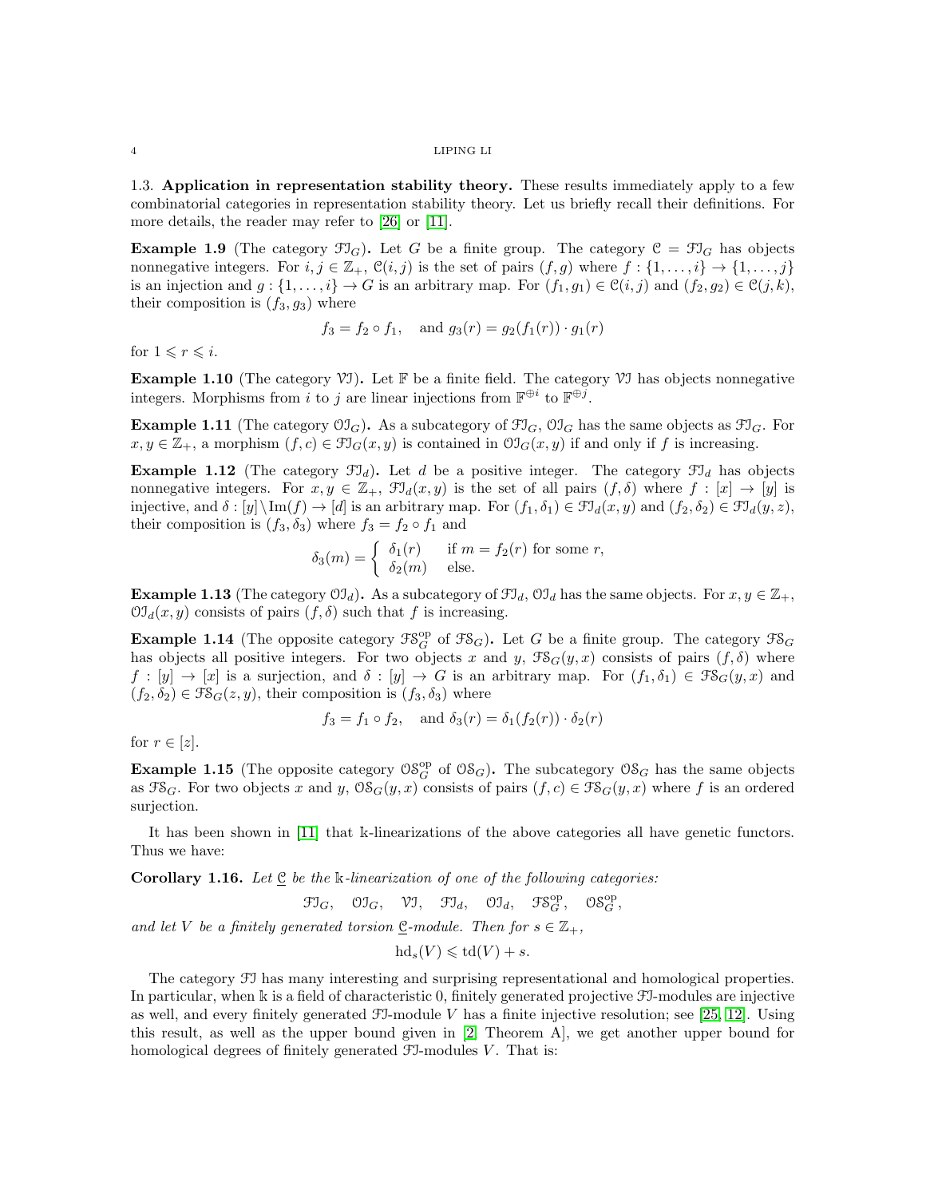1.3. **Application in representation stability theory.** These results immediately apply to a few combinatorial categories in representation stability theory. Let us briefly recall their definitions. For more details, the reader may refer to [26] or [11].

**Example 1.9** (The category $\mathcal{FI}_G$)**.** Let $G$ be a finite group. The category $\mathcal{C} = \mathcal{FI}_G$ has objects nonnegative integers. For $i, j \in \mathbb{Z}_+$, $\mathcal{C}(i,j)$ is the set of pairs $(f, g)$ where $f : \{1, \ldots, i\} \to \{1, \ldots, j\}$ is an injection and $g : \{1, \ldots, i\} \to G$ is an arbitrary map. For $(f_1, g_1) \in \mathcal{C}(i,j)$ and $(f_2, g_2) \in \mathcal{C}(j,k)$, their composition is $(f_3, g_3)$ where

$$f_3 = f_2 \circ f_1, \quad \text{and } g_3(r) = g_2(f_1(r)) \cdot g_1(r)$$

for $1 \leqslant r \leqslant i$.

**Example 1.10** (The category $\mathcal{VI}$)**.** Let $\mathbb{F}$ be a finite field. The category $\mathcal{VI}$ has objects nonnegative integers. Morphisms from $i$ to $j$ are linear injections from $\mathbb{F}^{\oplus i}$ to $\mathbb{F}^{\oplus j}$.

**Example 1.11** (The category $\mathcal{OI}_G$)**.** As a subcategory of $\mathcal{FI}_G$, $\mathcal{OI}_G$ has the same objects as $\mathcal{FI}_G$. For $x, y \in \mathbb{Z}_+$, a morphism $(f, c) \in \mathcal{FI}_G(x, y)$ is contained in $\mathcal{OI}_G(x, y)$ if and only if $f$ is increasing.

**Example 1.12** (The category $\mathcal{FI}_d$)**.** Let $d$ be a positive integer. The category $\mathcal{FI}_d$ has objects nonnegative integers. For $x, y \in \mathbb{Z}_+$, $\mathcal{FI}_d(x, y)$ is the set of all pairs $(f, \delta)$ where $f : [x] \to [y]$ is injective, and $\delta : [y] \backslash \mathrm{Im}(f) \to [d]$ is an arbitrary map. For $(f_1, \delta_1) \in \mathcal{FI}_d(x, y)$ and $(f_2, \delta_2) \in \mathcal{FI}_d(y, z)$, their composition is $(f_3, \delta_3)$ where $f_3 = f_2 \circ f_1$ and

$$\delta_3(m) = \begin{cases} \delta_1(r) & \text{if } m = f_2(r) \text{ for some } r, \\ \delta_2(m) & \text{else.} \end{cases}$$

**Example 1.13** (The category $\mathcal{OI}_d$)**.** As a subcategory of $\mathcal{FI}_d$, $\mathcal{OI}_d$ has the same objects. For $x, y \in \mathbb{Z}_+$, $\mathcal{OI}_d(x, y)$ consists of pairs $(f, \delta)$ such that $f$ is increasing.

**Example 1.14** (The opposite category $\mathcal{FS}_G^{\mathrm{op}}$ of $\mathcal{FS}_G$)**.** Let $G$ be a finite group. The category $\mathcal{FS}_G$ has objects all positive integers. For two objects $x$ and $y$, $\mathcal{FS}_G(y, x)$ consists of pairs $(f, \delta)$ where $f : [y] \to [x]$ is a surjection, and $\delta : [y] \to G$ is an arbitrary map. For $(f_1, \delta_1) \in \mathcal{FS}_G(y, x)$ and $(f_2, \delta_2) \in \mathcal{FS}_G(z, y)$, their composition is $(f_3, \delta_3)$ where

$$f_3 = f_1 \circ f_2, \quad \text{and } \delta_3(r) = \delta_1(f_2(r)) \cdot \delta_2(r)$$

for $r \in [z]$.

**Example 1.15** (The opposite category $\mathcal{OS}_G^{\mathrm{op}}$ of $\mathcal{OS}_G$)**.** The subcategory $\mathcal{OS}_G$ has the same objects as $\mathcal{FS}_G$. For two objects $x$ and $y$, $\mathcal{OS}_G(y, x)$ consists of pairs $(f, c) \in \mathcal{FS}_G(y, x)$ where $f$ is an ordered surjection.

It has been shown in [11] that $\Bbbk$-linearizations of the above categories all have genetic functors. Thus we have:

**Corollary 1.16.** *Let $\underline{\mathcal{C}}$ be the $\Bbbk$-linearization of one of the following categories:*

$$\mathcal{FI}_G, \quad \mathcal{OI}_G, \quad \mathcal{VI}, \quad \mathcal{FI}_d, \quad \mathcal{OI}_d, \quad \mathcal{FS}_G^{\mathrm{op}}, \quad \mathcal{OS}_G^{\mathrm{op}},$$

*and let $V$ be a finitely generated torsion $\underline{\mathcal{C}}$-module. Then for $s \in \mathbb{Z}_+$,*

$$\mathrm{hd}_s(V) \leqslant \mathrm{td}(V) + s.$$

The category $\mathcal{FI}$ has many interesting and surprising representational and homological properties. In particular, when $\Bbbk$ is a field of characteristic 0, finitely generated projective $\mathcal{FI}$-modules are injective as well, and every finitely generated $\mathcal{FI}$-module $V$ has a finite injective resolution; see [25, 12]. Using this result, as well as the upper bound given in [2, Theorem A], we get another upper bound for homological degrees of finitely generated $\mathcal{FI}$-modules $V$. That is: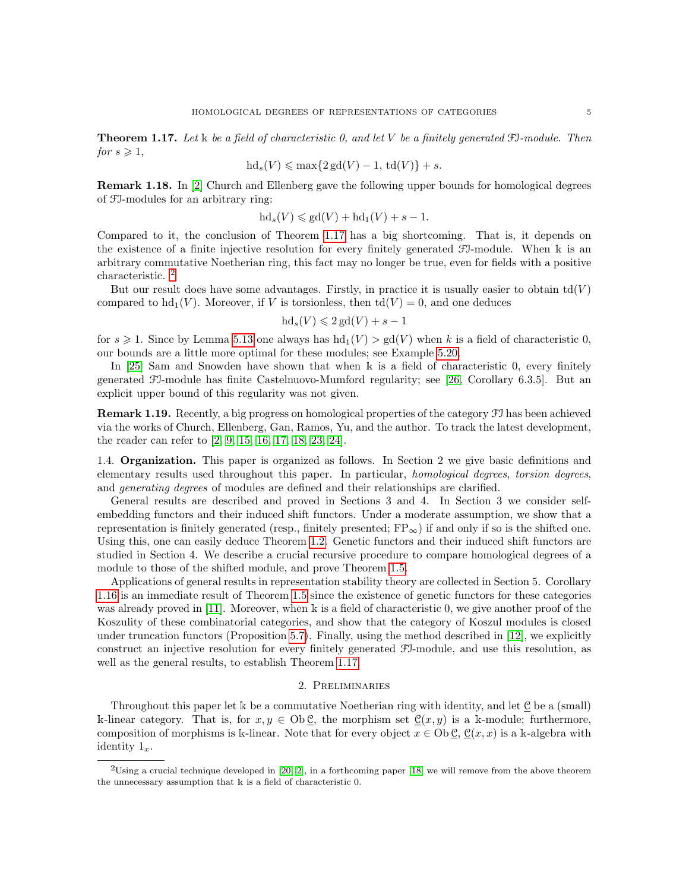**Theorem 1.17.** *Let $\Bbbk$ be a field of characteristic 0, and let $V$ be a finitely generated $\mathcal{FI}$-module. Then for $s \geqslant 1$,*

$$\mathrm{hd}_s(V) \leqslant \max\{2\,\mathrm{gd}(V) - 1,\, \mathrm{td}(V)\} + s.$$

**Remark 1.18.** In [2] Church and Ellenberg gave the following upper bounds for homological degrees of $\mathcal{FI}$-modules for an arbitrary ring:

$$\mathrm{hd}_s(V) \leqslant \mathrm{gd}(V) + \mathrm{hd}_1(V) + s - 1.$$

Compared to it, the conclusion of Theorem 1.17 has a big shortcoming. That is, it depends on the existence of a finite injective resolution for every finitely generated $\mathcal{FI}$-module. When $\Bbbk$ is an arbitrary commutative Noetherian ring, this fact may no longer be true, even for fields with a positive characteristic. [2]

But our result does have some advantages. Firstly, in practice it is usually easier to obtain $\mathrm{td}(V)$ compared to $\mathrm{hd}_1(V)$. Moreover, if $V$ is torsionless, then $\mathrm{td}(V) = 0$, and one deduces

$$\mathrm{hd}_s(V) \leqslant 2\,\mathrm{gd}(V) + s - 1$$

for $s \geqslant 1$. Since by Lemma 5.13 one always has $\mathrm{hd}_1(V) > \mathrm{gd}(V)$ when $k$ is a field of characteristic 0, our bounds are a little more optimal for these modules; see Example 5.20.

In [25] Sam and Snowden have shown that when $\Bbbk$ is a field of characteristic 0, every finitely generated $\mathcal{FI}$-module has finite Castelnuovo-Mumford regularity; see [26, Corollary 6.3.5]. But an explicit upper bound of this regularity was not given.

**Remark 1.19.** Recently, a big progress on homological properties of the category $\mathcal{FI}$ has been achieved via the works of Church, Ellenberg, Gan, Ramos, Yu, and the author. To track the latest development, the reader can refer to [2, 9, 15, 16, 17, 18, 23, 24].

1.4. **Organization.** This paper is organized as follows. In Section 2 we give basic definitions and elementary results used throughout this paper. In particular, *homological degrees*, *torsion degrees*, and *generating degrees* of modules are defined and their relationships are clarified.

General results are described and proved in Sections 3 and 4. In Section 3 we consider self-embedding functors and their induced shift functors. Under a moderate assumption, we show that a representation is finitely generated (resp., finitely presented; $\mathrm{FP}_\infty$) if and only if so is the shifted one. Using this, one can easily deduce Theorem 1.2. Genetic functors and their induced shift functors are studied in Section 4. We describe a crucial recursive procedure to compare homological degrees of a module to those of the shifted module, and prove Theorem 1.5.

Applications of general results in representation stability theory are collected in Section 5. Corollary 1.16 is an immediate result of Theorem 1.5 since the existence of genetic functors for these categories was already proved in [11]. Moreover, when $\Bbbk$ is a field of characteristic 0, we give another proof of the Koszulity of these combinatorial categories, and show that the category of Koszul modules is closed under truncation functors (Proposition 5.7). Finally, using the method described in [12], we explicitly construct an injective resolution for every finitely generated $\mathcal{FI}$-module, and use this resolution, as well as the general results, to establish Theorem 1.17.

## 2. Preliminaries

Throughout this paper let $\Bbbk$ be a commutative Noetherian ring with identity, and let $\underline{\mathcal{C}}$ be a (small) $\Bbbk$-linear category. That is, for $x, y \in \mathrm{Ob}\,\underline{\mathcal{C}}$, the morphism set $\underline{\mathcal{C}}(x, y)$ is a $\Bbbk$-module; furthermore, composition of morphisms is $\Bbbk$-linear. Note that for every object $x \in \mathrm{Ob}\,\underline{\mathcal{C}}$, $\underline{\mathcal{C}}(x, x)$ is a $\Bbbk$-algebra with identity $1_x$.

---

[2] Using a crucial technique developed in [20, 2], in a forthcoming paper [18] we will remove from the above theorem the unnecessary assumption that $\Bbbk$ is a field of characteristic 0.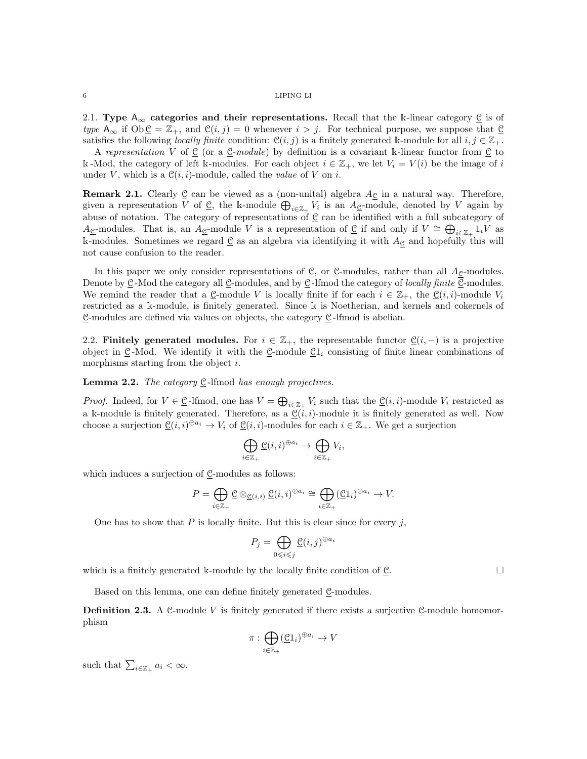2.1. **Type $\mathsf{A}_\infty$ categories and their representations.** Recall that the $\Bbbk$-linear category $\underline{\mathcal{C}}$ is of *type* $\mathsf{A}_\infty$ if $\operatorname{Ob}\underline{\mathcal{C}} = \mathbb{Z}_+$, and $\mathcal{C}(i,j) = 0$ whenever $i > j$. For technical purpose, we suppose that $\underline{\mathcal{C}}$ satisfies the following *locally finite* condition: $\mathcal{C}(i,j)$ is a finitely generated $\Bbbk$-module for all $i, j \in \mathbb{Z}_+$.

A *representation* $V$ of $\underline{\mathcal{C}}$ (or a $\underline{\mathcal{C}}$*-module*) by definition is a covariant $\Bbbk$-linear functor from $\underline{\mathcal{C}}$ to $\Bbbk$-Mod, the category of left $\Bbbk$-modules. For each object $i \in \mathbb{Z}_+$, we let $V_i = V(i)$ be the image of $i$ under $V$, which is a $\mathcal{C}(i,i)$-module, called the *value* of $V$ on $i$.

**Remark 2.1.** Clearly $\underline{\mathcal{C}}$ can be viewed as a (non-unital) algebra $A_{\underline{\mathcal{C}}}$ in a natural way. Therefore, given a representation $V$ of $\underline{\mathcal{C}}$, the $\Bbbk$-module $\bigoplus_{i \in \mathbb{Z}_+} V_i$ is an $A_{\underline{\mathcal{C}}}$-module, denoted by $V$ again by abuse of notation. The category of representations of $\underline{\mathcal{C}}$ can be identified with a full subcategory of $A_{\underline{\mathcal{C}}}$-modules. That is, an $A_{\underline{\mathcal{C}}}$-module $V$ is a representation of $\underline{\mathcal{C}}$ if and only if $V \cong \bigoplus_{i \in \mathbb{Z}_+} 1_i V$ as $\Bbbk$-modules. Sometimes we regard $\underline{\mathcal{C}}$ as an algebra via identifying it with $A_{\underline{\mathcal{C}}}$ and hopefully this will not cause confusion to the reader.

In this paper we only consider representations of $\underline{\mathcal{C}}$, or $\underline{\mathcal{C}}$-modules, rather than all $A_{\underline{\mathcal{C}}}$-modules. Denote by $\underline{\mathcal{C}}$-Mod the category all $\underline{\mathcal{C}}$-modules, and by $\underline{\mathcal{C}}$-lfmod the category of *locally finite* $\underline{\mathcal{C}}$-modules. We remind the reader that a $\underline{\mathcal{C}}$-module $V$ is locally finite if for each $i \in \mathbb{Z}_+$, the $\underline{\mathcal{C}}(i,i)$-module $V_i$ restricted as a $\Bbbk$-module, is finitely generated. Since $\Bbbk$ is Noetherian, and kernels and cokernels of $\underline{\mathcal{C}}$-modules are defined via values on objects, the category $\underline{\mathcal{C}}$-lfmod is abelian.

2.2. **Finitely generated modules.** For $i \in \mathbb{Z}_+$, the representable functor $\underline{\mathcal{C}}(i,-)$ is a projective object in $\underline{\mathcal{C}}$-Mod. We identify it with the $\underline{\mathcal{C}}$-module $\underline{\mathcal{C}}1_i$ consisting of finite linear combinations of morphisms starting from the object $i$.

**Lemma 2.2.** *The category* $\underline{\mathcal{C}}$-lfmod *has enough projectives.*

*Proof.* Indeed, for $V \in \underline{\mathcal{C}}$-lfmod, one has $V = \bigoplus_{i \in \mathbb{Z}_+} V_i$ such that the $\underline{\mathcal{C}}(i,i)$-module $V_i$ restricted as a $\Bbbk$-module is finitely generated. Therefore, as a $\underline{\mathcal{C}}(i,i)$-module it is finitely generated as well. Now choose a surjection $\underline{\mathcal{C}}(i,i)^{\oplus a_i} \to V_i$ of $\underline{\mathcal{C}}(i,i)$-modules for each $i \in \mathbb{Z}_+$. We get a surjection

$$\bigoplus_{i \in \mathbb{Z}_+} \underline{\mathcal{C}}(i,i)^{\oplus a_i} \to \bigoplus_{i \in \mathbb{Z}_+} V_i,$$

which induces a surjection of $\underline{\mathcal{C}}$-modules as follows:

$$P = \bigoplus_{i \in \mathbb{Z}_+} \underline{\mathcal{C}} \otimes_{\underline{\mathcal{C}}(i,i)} \underline{\mathcal{C}}(i,i)^{\oplus a_i} \cong \bigoplus_{i \in \mathbb{Z}_+} (\underline{\mathcal{C}}1_i)^{\oplus a_i} \to V.$$

One has to show that $P$ is locally finite. But this is clear since for every $j$,

$$P_j = \bigoplus_{0 \leqslant i \leqslant j} \underline{\mathcal{C}}(i,j)^{\oplus a_i}$$

which is a finitely generated $\Bbbk$-module by the locally finite condition of $\underline{\mathcal{C}}$. $\square$

Based on this lemma, one can define finitely generated $\underline{\mathcal{C}}$-modules.

**Definition 2.3.** A $\underline{\mathcal{C}}$-module $V$ is finitely generated if there exists a surjective $\underline{\mathcal{C}}$-module homomorphism

$$\pi : \bigoplus_{i \in \mathbb{Z}_+} (\underline{\mathcal{C}}1_i)^{\oplus a_i} \to V$$

such that $\sum_{i \in \mathbb{Z}_+} a_i < \infty$.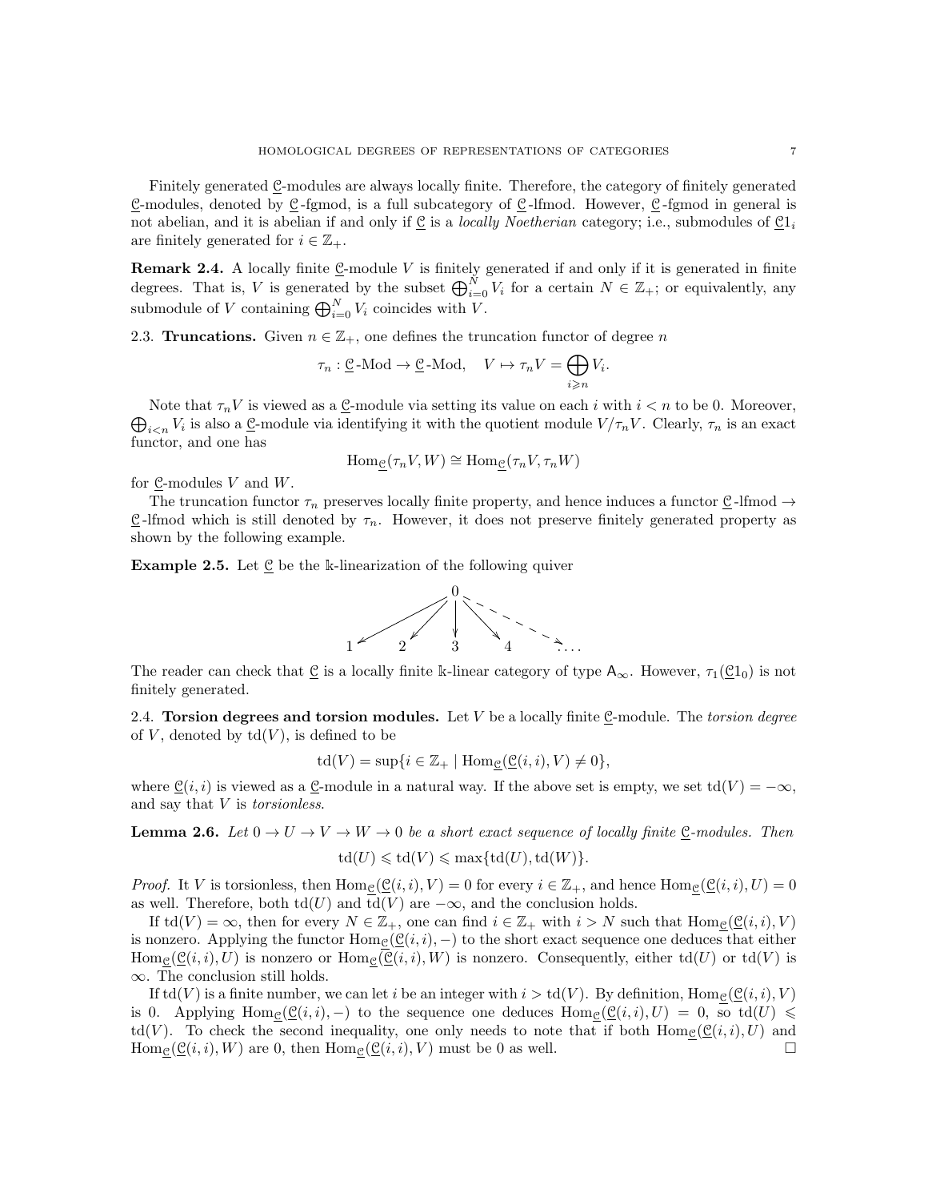Finitely generated $\underline{\mathcal{C}}$-modules are always locally finite. Therefore, the category of finitely generated $\underline{\mathcal{C}}$-modules, denoted by $\underline{\mathcal{C}}$-fgmod, is a full subcategory of $\underline{\mathcal{C}}$-lfmod. However, $\underline{\mathcal{C}}$-fgmod in general is not abelian, and it is abelian if and only if $\underline{\mathcal{C}}$ is a *locally Noetherian* category; i.e., submodules of $\underline{\mathcal{C}}1_i$ are finitely generated for $i \in \mathbb{Z}_+$.

**Remark 2.4.** A locally finite $\underline{\mathcal{C}}$-module $V$ is finitely generated if and only if it is generated in finite degrees. That is, $V$ is generated by the subset $\bigoplus_{i=0}^{N} V_i$ for a certain $N \in \mathbb{Z}_+$; or equivalently, any submodule of $V$ containing $\bigoplus_{i=0}^{N} V_i$ coincides with $V$.

2.3. **Truncations.** Given $n \in \mathbb{Z}_+$, one defines the truncation functor of degree $n$

$$\tau_n : \underline{\mathcal{C}}\text{-Mod} \to \underline{\mathcal{C}}\text{-Mod}, \quad V \mapsto \tau_n V = \bigoplus_{i \geqslant n} V_i.$$

Note that $\tau_n V$ is viewed as a $\underline{\mathcal{C}}$-module via setting its value on each $i$ with $i < n$ to be 0. Moreover, $\bigoplus_{i<n} V_i$ is also a $\underline{\mathcal{C}}$-module via identifying it with the quotient module $V/\tau_n V$. Clearly, $\tau_n$ is an exact functor, and one has

$$\mathrm{Hom}_{\underline{\mathcal{C}}}(\tau_n V, W) \cong \mathrm{Hom}_{\underline{\mathcal{C}}}(\tau_n V, \tau_n W)$$

for $\underline{\mathcal{C}}$-modules $V$ and $W$.

The truncation functor $\tau_n$ preserves locally finite property, and hence induces a functor $\underline{\mathcal{C}}$-lfmod $\to$ $\underline{\mathcal{C}}$-lfmod which is still denoted by $\tau_n$. However, it does not preserve finitely generated property as shown by the following example.

**Example 2.5.** Let $\underline{\mathcal{C}}$ be the $\Bbbk$-linearization of the following quiver

$$\begin{array}{c} 0 \\ \swarrow \quad \swarrow \quad \downarrow \quad \searrow \quad \searrow \\ 1 \quad 2 \quad 3 \quad 4 \quad \cdots \end{array}$$

The reader can check that $\underline{\mathcal{C}}$ is a locally finite $\Bbbk$-linear category of type $\mathsf{A}_\infty$. However, $\tau_1(\underline{\mathcal{C}}1_0)$ is not finitely generated.

2.4. **Torsion degrees and torsion modules.** Let $V$ be a locally finite $\underline{\mathcal{C}}$-module. The *torsion degree* of $V$, denoted by $\mathrm{td}(V)$, is defined to be

$$\mathrm{td}(V) = \sup\{i \in \mathbb{Z}_+ \mid \mathrm{Hom}_{\underline{\mathcal{C}}}(\underline{\mathcal{C}}(i,i), V) \neq 0\},$$

where $\underline{\mathcal{C}}(i,i)$ is viewed as a $\underline{\mathcal{C}}$-module in a natural way. If the above set is empty, we set $\mathrm{td}(V) = -\infty$, and say that $V$ is *torsionless*.

**Lemma 2.6.** *Let $0 \to U \to V \to W \to 0$ be a short exact sequence of locally finite $\underline{\mathcal{C}}$-modules. Then*

$$\mathrm{td}(U) \leqslant \mathrm{td}(V) \leqslant \max\{\mathrm{td}(U), \mathrm{td}(W)\}.$$

*Proof.* It $V$ is torsionless, then $\mathrm{Hom}_{\underline{\mathcal{C}}}(\underline{\mathcal{C}}(i,i), V) = 0$ for every $i \in \mathbb{Z}_+$, and hence $\mathrm{Hom}_{\underline{\mathcal{C}}}(\underline{\mathcal{C}}(i,i), U) = 0$ as well. Therefore, both $\mathrm{td}(U)$ and $\mathrm{td}(V)$ are $-\infty$, and the conclusion holds.

If $\mathrm{td}(V) = \infty$, then for every $N \in \mathbb{Z}_+$, one can find $i \in \mathbb{Z}_+$ with $i > N$ such that $\mathrm{Hom}_{\underline{\mathcal{C}}}(\underline{\mathcal{C}}(i,i), V)$ is nonzero. Applying the functor $\mathrm{Hom}_{\underline{\mathcal{C}}}(\underline{\mathcal{C}}(i,i), -)$ to the short exact sequence one deduces that either $\mathrm{Hom}_{\underline{\mathcal{C}}}(\underline{\mathcal{C}}(i,i), U)$ is nonzero or $\mathrm{Hom}_{\underline{\mathcal{C}}}(\underline{\mathcal{C}}(i,i), W)$ is nonzero. Consequently, either $\mathrm{td}(U)$ or $\mathrm{td}(V)$ is $\infty$. The conclusion still holds.

If $\mathrm{td}(V)$ is a finite number, we can let $i$ be an integer with $i > \mathrm{td}(V)$. By definition, $\mathrm{Hom}_{\underline{\mathcal{C}}}(\underline{\mathcal{C}}(i,i), V)$ is 0. Applying $\mathrm{Hom}_{\underline{\mathcal{C}}}(\underline{\mathcal{C}}(i,i), -)$ to the sequence one deduces $\mathrm{Hom}_{\underline{\mathcal{C}}}(\underline{\mathcal{C}}(i,i), U) = 0$, so $\mathrm{td}(U) \leqslant \mathrm{td}(V)$. To check the second inequality, one only needs to note that if both $\mathrm{Hom}_{\underline{\mathcal{C}}}(\underline{\mathcal{C}}(i,i), U)$ and $\mathrm{Hom}_{\underline{\mathcal{C}}}(\underline{\mathcal{C}}(i,i), W)$ are 0, then $\mathrm{Hom}_{\underline{\mathcal{C}}}(\underline{\mathcal{C}}(i,i), V)$ must be 0 as well. $\square$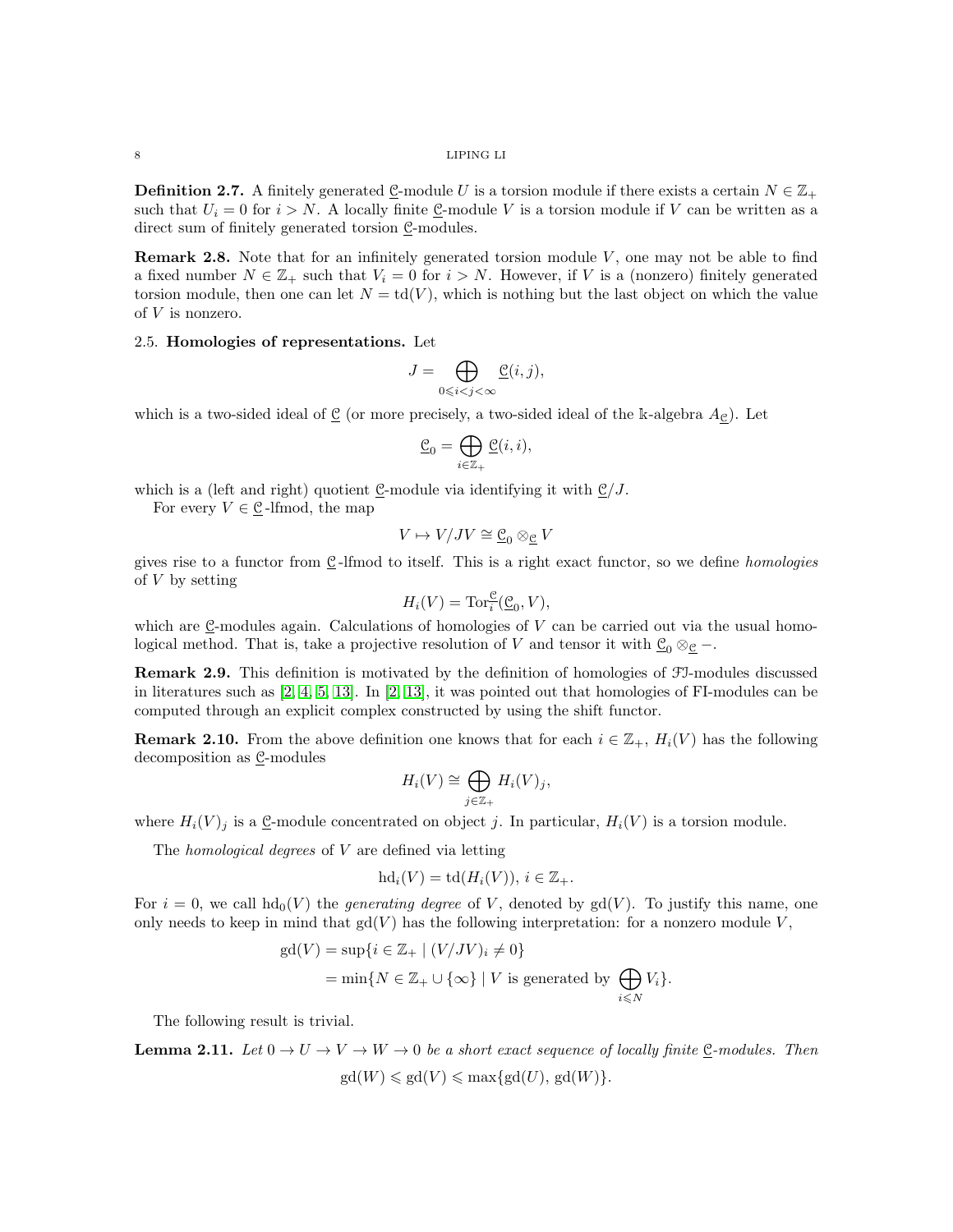**Definition 2.7.** A finitely generated $\underline{\mathcal{C}}$-module $U$ is a torsion module if there exists a certain $N \in \mathbb{Z}_+$ such that $U_i = 0$ for $i > N$. A locally finite $\underline{\mathcal{C}}$-module $V$ is a torsion module if $V$ can be written as a direct sum of finitely generated torsion $\underline{\mathcal{C}}$-modules.

**Remark 2.8.** Note that for an infinitely generated torsion module $V$, one may not be able to find a fixed number $N \in \mathbb{Z}_+$ such that $V_i = 0$ for $i > N$. However, if $V$ is a (nonzero) finitely generated torsion module, then one can let $N = \mathrm{td}(V)$, which is nothing but the last object on which the value of $V$ is nonzero.

2.5. **Homologies of representations.** Let

$$J = \bigoplus_{0 \leqslant i < j < \infty} \underline{\mathcal{C}}(i, j),$$

which is a two-sided ideal of $\underline{\mathcal{C}}$ (or more precisely, a two-sided ideal of the $\Bbbk$-algebra $A_{\underline{\mathcal{C}}}$). Let

$$\underline{\mathcal{C}}_0 = \bigoplus_{i \in \mathbb{Z}_+} \underline{\mathcal{C}}(i, i),$$

which is a (left and right) quotient $\underline{\mathcal{C}}$-module via identifying it with $\underline{\mathcal{C}}/J$.

For every $V \in \underline{\mathcal{C}}$-lfmod, the map

$$V \mapsto V/JV \cong \underline{\mathcal{C}}_0 \otimes_{\underline{\mathcal{C}}} V$$

gives rise to a functor from $\underline{\mathcal{C}}$-lfmod to itself. This is a right exact functor, so we define *homologies* of $V$ by setting

$$H_i(V) = \mathrm{Tor}_i^{\underline{\mathcal{C}}}(\underline{\mathcal{C}}_0, V),$$

which are $\underline{\mathcal{C}}$-modules again. Calculations of homologies of $V$ can be carried out via the usual homological method. That is, take a projective resolution of $V$ and tensor it with $\underline{\mathcal{C}}_0 \otimes_{\underline{\mathcal{C}}} -$.

**Remark 2.9.** This definition is motivated by the definition of homologies of $\mathcal{FI}$-modules discussed in literatures such as [2, 4, 5, 13]. In [2, 13], it was pointed out that homologies of FI-modules can be computed through an explicit complex constructed by using the shift functor.

**Remark 2.10.** From the above definition one knows that for each $i \in \mathbb{Z}_+$, $H_i(V)$ has the following decomposition as $\underline{\mathcal{C}}$-modules

$$H_i(V) \cong \bigoplus_{j \in \mathbb{Z}_+} H_i(V)_j,$$

where $H_i(V)_j$ is a $\underline{\mathcal{C}}$-module concentrated on object $j$. In particular, $H_i(V)$ is a torsion module.

The *homological degrees* of $V$ are defined via letting

$$\mathrm{hd}_i(V) = \mathrm{td}(H_i(V)), \ i \in \mathbb{Z}_+.$$

For $i = 0$, we call $\mathrm{hd}_0(V)$ the *generating degree* of $V$, denoted by $\mathrm{gd}(V)$. To justify this name, one only needs to keep in mind that $\mathrm{gd}(V)$ has the following interpretation: for a nonzero module $V$,

$$\begin{aligned} \mathrm{gd}(V) &= \sup\{i \in \mathbb{Z}_+ \mid (V/JV)_i \neq 0\} \\ &= \min\{N \in \mathbb{Z}_+ \cup \{\infty\} \mid V \text{ is generated by } \bigoplus_{i \leqslant N} V_i\}. \end{aligned}$$

The following result is trivial.

**Lemma 2.11.** *Let $0 \to U \to V \to W \to 0$ be a short exact sequence of locally finite $\underline{\mathcal{C}}$-modules. Then*

$$\mathrm{gd}(W) \leqslant \mathrm{gd}(V) \leqslant \max\{\mathrm{gd}(U), \mathrm{gd}(W)\}.$$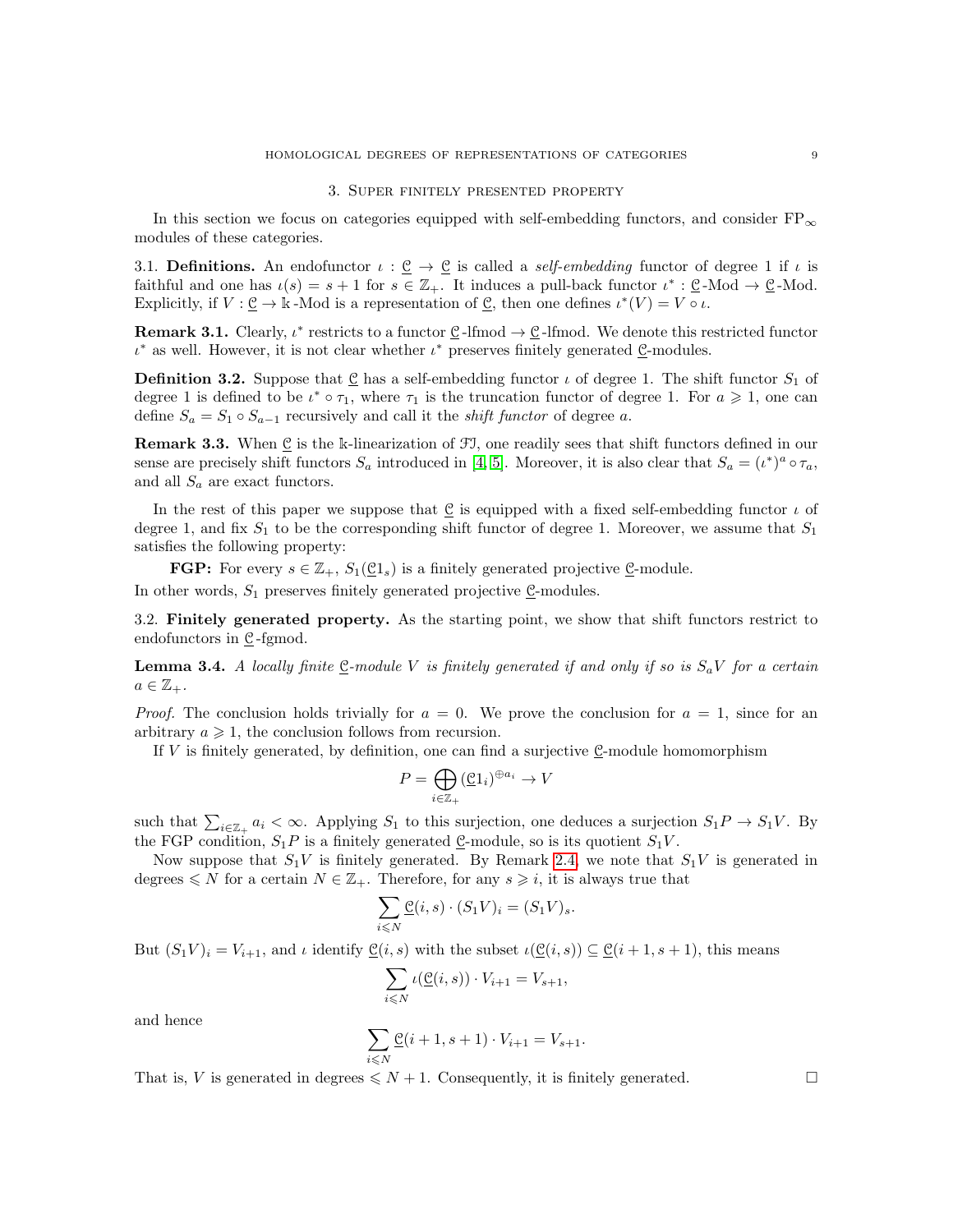## 3. Super finitely presented property

In this section we focus on categories equipped with self-embedding functors, and consider $\mathrm{FP}_\infty$ modules of these categories.

### 3.1. Definitions.

An endofunctor $\iota : \underline{\mathcal{C}} \to \underline{\mathcal{C}}$ is called a *self-embedding* functor of degree 1 if $\iota$ is faithful and one has $\iota(s) = s+1$ for $s \in \mathbb{Z}_+$. It induces a pull-back functor $\iota^* : \underline{\mathcal{C}}\text{-Mod} \to \underline{\mathcal{C}}\text{-Mod}$. Explicitly, if $V : \underline{\mathcal{C}} \to \Bbbk\text{-Mod}$ is a representation of $\underline{\mathcal{C}}$, then one defines $\iota^*(V) = V \circ \iota$.

**Remark 3.1.** Clearly, $\iota^*$ restricts to a functor $\underline{\mathcal{C}}\text{-lfmod} \to \underline{\mathcal{C}}\text{-lfmod}$. We denote this restricted functor $\iota^*$ as well. However, it is not clear whether $\iota^*$ preserves finitely generated $\underline{\mathcal{C}}$-modules.

**Definition 3.2.** Suppose that $\underline{\mathcal{C}}$ has a self-embedding functor $\iota$ of degree 1. The shift functor $S_1$ of degree 1 is defined to be $\iota^* \circ \tau_1$, where $\tau_1$ is the truncation functor of degree 1. For $a \geqslant 1$, one can define $S_a = S_1 \circ S_{a-1}$ recursively and call it the *shift functor* of degree $a$.

**Remark 3.3.** When $\underline{\mathcal{C}}$ is the $\Bbbk$-linearization of $\mathcal{FI}$, one readily sees that shift functors defined in our sense are precisely shift functors $S_a$ introduced in [4, 5]. Moreover, it is also clear that $S_a = (\iota^*)^a \circ \tau_a$, and all $S_a$ are exact functors.

In the rest of this paper we suppose that $\underline{\mathcal{C}}$ is equipped with a fixed self-embedding functor $\iota$ of degree 1, and fix $S_1$ to be the corresponding shift functor of degree 1. Moreover, we assume that $S_1$ satisfies the following property:

**FGP:** For every $s \in \mathbb{Z}_+$, $S_1(\underline{\mathcal{C}}1_s)$ is a finitely generated projective $\underline{\mathcal{C}}$-module.

In other words, $S_1$ preserves finitely generated projective $\underline{\mathcal{C}}$-modules.

### 3.2. Finitely generated property.

As the starting point, we show that shift functors restrict to endofunctors in $\underline{\mathcal{C}}\text{-fgmod}$.

**Lemma 3.4.** *A locally finite $\underline{\mathcal{C}}$-module $V$ is finitely generated if and only if so is $S_aV$ for a certain $a \in \mathbb{Z}_+$.*

*Proof.* The conclusion holds trivially for $a = 0$. We prove the conclusion for $a = 1$, since for an arbitrary $a \geqslant 1$, the conclusion follows from recursion.

If $V$ is finitely generated, by definition, one can find a surjective $\underline{\mathcal{C}}$-module homomorphism

$$P = \bigoplus_{i \in \mathbb{Z}_+} (\underline{\mathcal{C}}1_i)^{\oplus a_i} \to V$$

such that $\sum_{i \in \mathbb{Z}_+} a_i < \infty$. Applying $S_1$ to this surjection, one deduces a surjection $S_1P \to S_1V$. By the FGP condition, $S_1P$ is a finitely generated $\underline{\mathcal{C}}$-module, so is its quotient $S_1V$.

Now suppose that $S_1V$ is finitely generated. By Remark 2.4, we note that $S_1V$ is generated in degrees $\leqslant N$ for a certain $N \in \mathbb{Z}_+$. Therefore, for any $s \geqslant i$, it is always true that

$$\sum_{i \leqslant N} \underline{\mathcal{C}}(i, s) \cdot (S_1V)_i = (S_1V)_s.$$

But $(S_1V)_i = V_{i+1}$, and $\iota$ identify $\underline{\mathcal{C}}(i, s)$ with the subset $\iota(\underline{\mathcal{C}}(i, s)) \subseteq \underline{\mathcal{C}}(i+1, s+1)$, this means

$$\sum_{i \leqslant N} \iota(\underline{\mathcal{C}}(i, s)) \cdot V_{i+1} = V_{s+1},$$

and hence

$$\sum_{i \leqslant N} \underline{\mathcal{C}}(i+1, s+1) \cdot V_{i+1} = V_{s+1}.$$

That is, $V$ is generated in degrees $\leqslant N+1$. Consequently, it is finitely generated. $\square$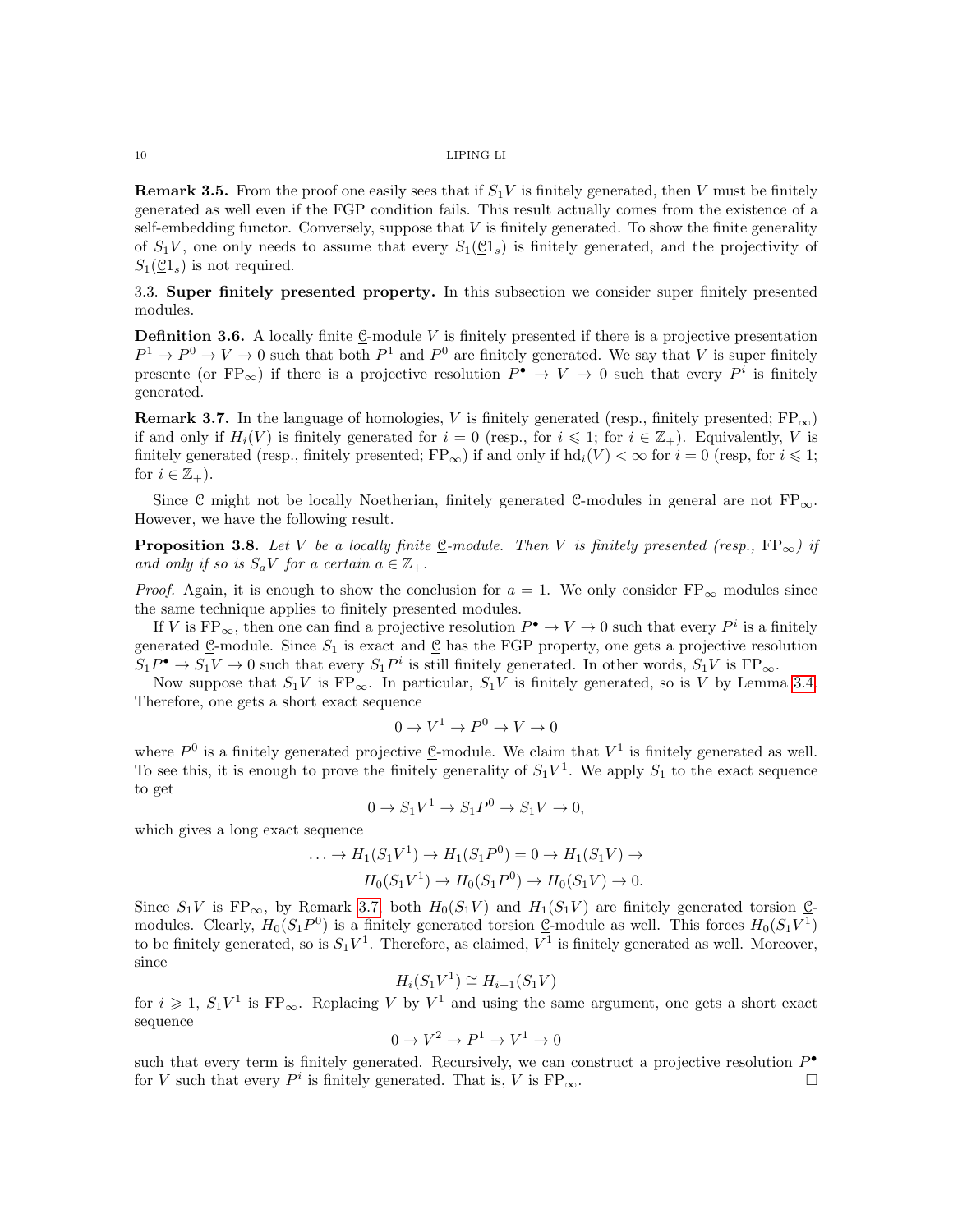**Remark 3.5.** From the proof one easily sees that if $S_1V$ is finitely generated, then $V$ must be finitely generated as well even if the FGP condition fails. This result actually comes from the existence of a self-embedding functor. Conversely, suppose that $V$ is finitely generated. To show the finite generality of $S_1V$, one only needs to assume that every $S_1(\underline{\mathcal{C}}1_s)$ is finitely generated, and the projectivity of $S_1(\underline{\mathcal{C}}1_s)$ is not required.

3.3. **Super finitely presented property.** In this subsection we consider super finitely presented modules.

**Definition 3.6.** A locally finite $\underline{\mathcal{C}}$-module $V$ is finitely presented if there is a projective presentation $P^1 \to P^0 \to V \to 0$ such that both $P^1$ and $P^0$ are finitely generated. We say that $V$ is super finitely presente (or $\mathrm{FP}_\infty$) if there is a projective resolution $P^\bullet \to V \to 0$ such that every $P^i$ is finitely generated.

**Remark 3.7.** In the language of homologies, $V$ is finitely generated (resp., finitely presented; $\mathrm{FP}_\infty$) if and only if $H_i(V)$ is finitely generated for $i = 0$ (resp., for $i \leqslant 1$; for $i \in \mathbb{Z}_+$). Equivalently, $V$ is finitely generated (resp., finitely presented; $\mathrm{FP}_\infty$) if and only if $\mathrm{hd}_i(V) < \infty$ for $i = 0$ (resp, for $i \leqslant 1$; for $i \in \mathbb{Z}_+$).

Since $\underline{\mathcal{C}}$ might not be locally Noetherian, finitely generated $\underline{\mathcal{C}}$-modules in general are not $\mathrm{FP}_\infty$. However, we have the following result.

**Proposition 3.8.** *Let $V$ be a locally finite $\underline{\mathcal{C}}$-module. Then $V$ is finitely presented (resp., $\mathrm{FP}_\infty$) if and only if so is $S_aV$ for a certain $a \in \mathbb{Z}_+$.*

*Proof.* Again, it is enough to show the conclusion for $a = 1$. We only consider $\mathrm{FP}_\infty$ modules since the same technique applies to finitely presented modules.

If $V$ is $\mathrm{FP}_\infty$, then one can find a projective resolution $P^\bullet \to V \to 0$ such that every $P^i$ is a finitely generated $\underline{\mathcal{C}}$-module. Since $S_1$ is exact and $\underline{\mathcal{C}}$ has the FGP property, one gets a projective resolution $S_1P^\bullet \to S_1V \to 0$ such that every $S_1P^i$ is still finitely generated. In other words, $S_1V$ is $\mathrm{FP}_\infty$.

Now suppose that $S_1V$ is $\mathrm{FP}_\infty$. In particular, $S_1V$ is finitely generated, so is $V$ by Lemma 3.4. Therefore, one gets a short exact sequence

$$0 \to V^1 \to P^0 \to V \to 0$$

where $P^0$ is a finitely generated projective $\underline{\mathcal{C}}$-module. We claim that $V^1$ is finitely generated as well. To see this, it is enough to prove the finitely generality of $S_1V^1$. We apply $S_1$ to the exact sequence to get

$$0 \to S_1V^1 \to S_1P^0 \to S_1V \to 0,$$

which gives a long exact sequence

$$\begin{aligned} \ldots \to H_1(S_1V^1) \to H_1(S_1P^0) = 0 \to H_1(S_1V) \to \\ H_0(S_1V^1) \to H_0(S_1P^0) \to H_0(S_1V) \to 0. \end{aligned}$$

Since $S_1V$ is $\mathrm{FP}_\infty$, by Remark 3.7, both $H_0(S_1V)$ and $H_1(S_1V)$ are finitely generated torsion $\underline{\mathcal{C}}$-modules. Clearly, $H_0(S_1P^0)$ is a finitely generated torsion $\underline{\mathcal{C}}$-module as well. This forces $H_0(S_1V^1)$ to be finitely generated, so is $S_1V^1$. Therefore, as claimed, $V^1$ is finitely generated as well. Moreover, since

$$H_i(S_1V^1) \cong H_{i+1}(S_1V)$$

for $i \geqslant 1$, $S_1V^1$ is $\mathrm{FP}_\infty$. Replacing $V$ by $V^1$ and using the same argument, one gets a short exact sequence

$$0 \to V^2 \to P^1 \to V^1 \to 0$$

such that every term is finitely generated. Recursively, we can construct a projective resolution $P^\bullet$ for $V$ such that every $P^i$ is finitely generated. That is, $V$ is $\mathrm{FP}_\infty$. $\square$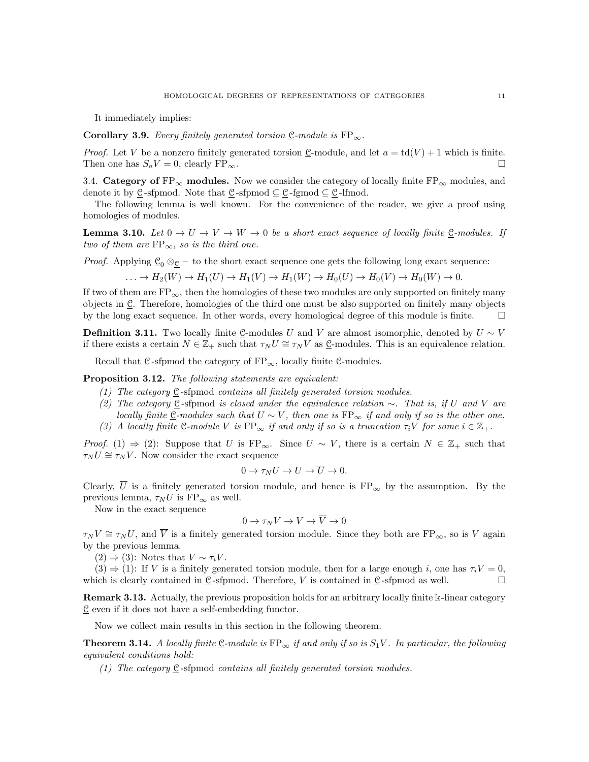It immediately implies:

**Corollary 3.9.** *Every finitely generated torsion $\underline{\mathcal{C}}$-module is* $\mathrm{FP}_\infty$.

*Proof.* Let $V$ be a nonzero finitely generated torsion $\underline{\mathcal{C}}$-module, and let $a = \mathrm{td}(V) + 1$ which is finite. Then one has $S_a V = 0$, clearly $\mathrm{FP}_\infty$. □

3.4. **Category of** $\mathrm{FP}_\infty$ **modules.** Now we consider the category of locally finite $\mathrm{FP}_\infty$ modules, and denote it by $\underline{\mathcal{C}}$-sfpmod. Note that $\underline{\mathcal{C}}$-sfpmod $\subseteq \underline{\mathcal{C}}$-fgmod $\subseteq \underline{\mathcal{C}}$-lfmod.

The following lemma is well known. For the convenience of the reader, we give a proof using homologies of modules.

**Lemma 3.10.** *Let $0 \to U \to V \to W \to 0$ be a short exact sequence of locally finite $\underline{\mathcal{C}}$-modules. If two of them are* $\mathrm{FP}_\infty$*, so is the third one.*

*Proof.* Applying $\underline{\mathcal{C}}_0 \otimes_{\underline{\mathcal{C}}} -$ to the short exact sequence one gets the following long exact sequence:

$$\ldots \to H_2(W) \to H_1(U) \to H_1(V) \to H_1(W) \to H_0(U) \to H_0(V) \to H_0(W) \to 0.$$

If two of them are $\mathrm{FP}_\infty$, then the homologies of these two modules are only supported on finitely many objects in $\underline{\mathcal{C}}$. Therefore, homologies of the third one must be also supported on finitely many objects by the long exact sequence. In other words, every homological degree of this module is finite. □

**Definition 3.11.** Two locally finite $\underline{\mathcal{C}}$-modules $U$ and $V$ are almost isomorphic, denoted by $U \sim V$ if there exists a certain $N \in \mathbb{Z}_+$ such that $\tau_N U \cong \tau_N V$ as $\underline{\mathcal{C}}$-modules. This is an equivalence relation.

Recall that $\underline{\mathcal{C}}$-sfpmod the category of $\mathrm{FP}_\infty$, locally finite $\underline{\mathcal{C}}$-modules.

**Proposition 3.12.** *The following statements are equivalent:*

1. *The category $\underline{\mathcal{C}}$-sfpmod contains all finitely generated torsion modules.*
2. *The category $\underline{\mathcal{C}}$-sfpmod is closed under the equivalence relation $\sim$. That is, if $U$ and $V$ are locally finite $\underline{\mathcal{C}}$-modules such that $U \sim V$, then one is* $\mathrm{FP}_\infty$ *if and only if so is the other one.*
3. *A locally finite $\underline{\mathcal{C}}$-module $V$ is* $\mathrm{FP}_\infty$ *if and only if so is a truncation $\tau_i V$ for some $i \in \mathbb{Z}_+$.*

*Proof.* (1) $\Rightarrow$ (2): Suppose that $U$ is $\mathrm{FP}_\infty$. Since $U \sim V$, there is a certain $N \in \mathbb{Z}_+$ such that $\tau_N U \cong \tau_N V$. Now consider the exact sequence

$$0 \to \tau_N U \to U \to \overline{U} \to 0.$$

Clearly, $\overline{U}$ is a finitely generated torsion module, and hence is $\mathrm{FP}_\infty$ by the assumption. By the previous lemma, $\tau_N U$ is $\mathrm{FP}_\infty$ as well.

Now in the exact sequence

$$0 \to \tau_N V \to V \to \overline{V} \to 0$$

$\tau_N V \cong \tau_N U$, and $\overline{V}$ is a finitely generated torsion module. Since they both are $\mathrm{FP}_\infty$, so is $V$ again by the previous lemma.

(2) $\Rightarrow$ (3): Notes that $V \sim \tau_i V$.

(3) $\Rightarrow$ (1): If $V$ is a finitely generated torsion module, then for a large enough $i$, one has $\tau_i V = 0$, which is clearly contained in $\underline{\mathcal{C}}$-sfpmod. Therefore, $V$ is contained in $\underline{\mathcal{C}}$-sfpmod as well. □

**Remark 3.13.** Actually, the previous proposition holds for an arbitrary locally finite $\mathbb{k}$-linear category $\underline{\mathcal{C}}$ even if it does not have a self-embedding functor.

Now we collect main results in this section in the following theorem.

**Theorem 3.14.** *A locally finite $\underline{\mathcal{C}}$-module is* $\mathrm{FP}_\infty$ *if and only if so is $S_1 V$. In particular, the following equivalent conditions hold:*

1. *The category $\underline{\mathcal{C}}$-sfpmod contains all finitely generated torsion modules.*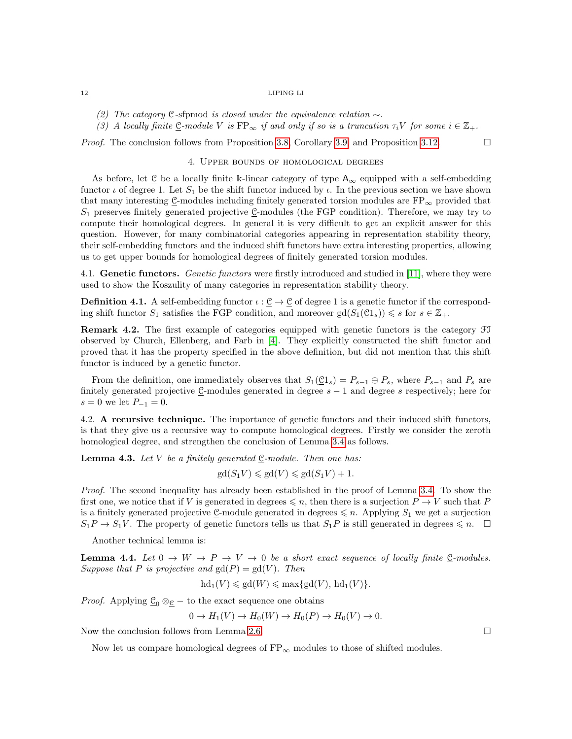(2) *The category $\underline{\mathcal{C}}$-sfpmod is closed under the equivalence relation $\sim$.*

(3) *A locally finite $\underline{\mathcal{C}}$-module $V$ is $\mathrm{FP}_\infty$ if and only if so is a truncation $\tau_i V$ for some $i \in \mathbb{Z}_+$.*

*Proof.* The conclusion follows from Proposition 3.8, Corollary 3.9, and Proposition 3.12. □

## 4. Upper bounds of homological degrees

As before, let $\underline{\mathcal{C}}$ be a locally finite $\Bbbk$-linear category of type $\mathsf{A}_\infty$ equipped with a self-embedding functor $\iota$ of degree 1. Let $S_1$ be the shift functor induced by $\iota$. In the previous section we have shown that many interesting $\underline{\mathcal{C}}$-modules including finitely generated torsion modules are $\mathrm{FP}_\infty$ provided that $S_1$ preserves finitely generated projective $\underline{\mathcal{C}}$-modules (the FGP condition). Therefore, we may try to compute their homological degrees. In general it is very difficult to get an explicit answer for this question. However, for many combinatorial categories appearing in representation stability theory, their self-embedding functors and the induced shift functors have extra interesting properties, allowing us to get upper bounds for homological degrees of finitely generated torsion modules.

4.1. **Genetic functors.** *Genetic functors* were firstly introduced and studied in [11], where they were used to show the Koszulity of many categories in representation stability theory.

**Definition 4.1.** A self-embedding functor $\iota : \underline{\mathcal{C}} \to \underline{\mathcal{C}}$ of degree 1 is a genetic functor if the corresponding shift functor $S_1$ satisfies the FGP condition, and moreover $\mathrm{gd}(S_1(\underline{\mathcal{C}}1_s)) \leqslant s$ for $s \in \mathbb{Z}_+$.

**Remark 4.2.** The first example of categories equipped with genetic functors is the category $\mathcal{FI}$ observed by Church, Ellenberg, and Farb in [4]. They explicitly constructed the shift functor and proved that it has the property specified in the above definition, but did not mention that this shift functor is induced by a genetic functor.

From the definition, one immediately observes that $S_1(\underline{\mathcal{C}}1_s) = P_{s-1} \oplus P_s$, where $P_{s-1}$ and $P_s$ are finitely generated projective $\underline{\mathcal{C}}$-modules generated in degree $s-1$ and degree $s$ respectively; here for $s = 0$ we let $P_{-1} = 0$.

4.2. **A recursive technique.** The importance of genetic functors and their induced shift functors, is that they give us a recursive way to compute homological degrees. Firstly we consider the zeroth homological degree, and strengthen the conclusion of Lemma 3.4 as follows.

**Lemma 4.3.** *Let $V$ be a finitely generated $\underline{\mathcal{C}}$-module. Then one has:*

$$\mathrm{gd}(S_1 V) \leqslant \mathrm{gd}(V) \leqslant \mathrm{gd}(S_1 V) + 1.$$

*Proof.* The second inequality has already been established in the proof of Lemma 3.4. To show the first one, we notice that if $V$ is generated in degrees $\leqslant n$, then there is a surjection $P \to V$ such that $P$ is a finitely generated projective $\underline{\mathcal{C}}$-module generated in degrees $\leqslant n$. Applying $S_1$ we get a surjection $S_1 P \to S_1 V$. The property of genetic functors tells us that $S_1 P$ is still generated in degrees $\leqslant n$. □

Another technical lemma is:

**Lemma 4.4.** *Let $0 \to W \to P \to V \to 0$ be a short exact sequence of locally finite $\underline{\mathcal{C}}$-modules. Suppose that $P$ is projective and $\mathrm{gd}(P) = \mathrm{gd}(V)$. Then*

$$\mathrm{hd}_1(V) \leqslant \mathrm{gd}(W) \leqslant \max\{\mathrm{gd}(V),\, \mathrm{hd}_1(V)\}.$$

*Proof.* Applying $\underline{\mathcal{C}}_0 \otimes_{\underline{\mathcal{C}}} -$ to the exact sequence one obtains

$$0 \to H_1(V) \to H_0(W) \to H_0(P) \to H_0(V) \to 0.$$

Now the conclusion follows from Lemma 2.6. □

Now let us compare homological degrees of $\mathrm{FP}_\infty$ modules to those of shifted modules.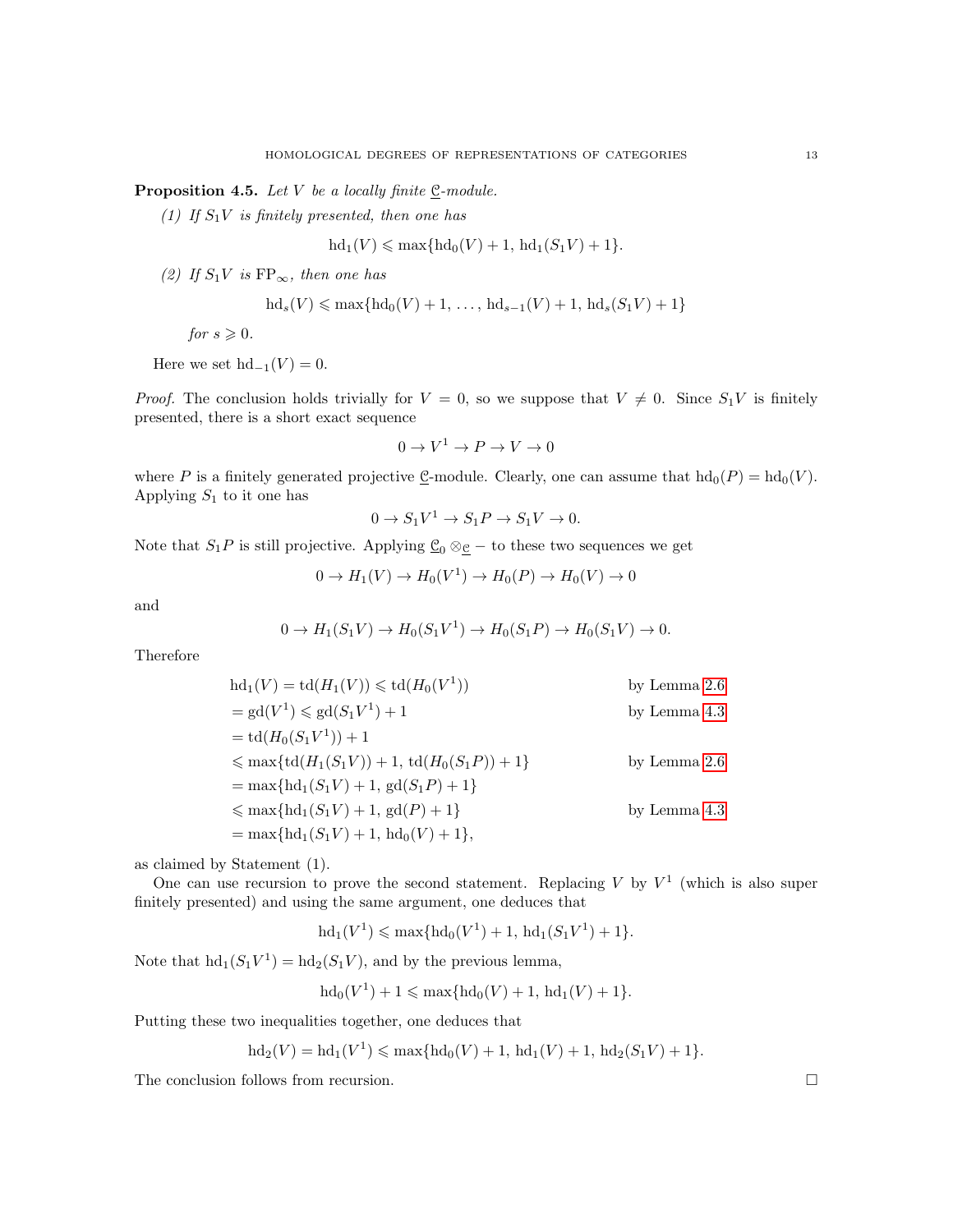**Proposition 4.5.** *Let $V$ be a locally finite $\underline{\mathcal{C}}$-module.*

*(1) If $S_1 V$ is finitely presented, then one has*

$$\mathrm{hd}_1(V) \leqslant \max\{\mathrm{hd}_0(V)+1,\, \mathrm{hd}_1(S_1 V)+1\}.$$

*(2) If $S_1 V$ is $\mathrm{FP}_\infty$, then one has*

$$\mathrm{hd}_s(V) \leqslant \max\{\mathrm{hd}_0(V)+1,\, \ldots,\, \mathrm{hd}_{s-1}(V)+1,\, \mathrm{hd}_s(S_1 V)+1\}$$

*for $s \geqslant 0$.*

Here we set $\mathrm{hd}_{-1}(V) = 0$.

*Proof.* The conclusion holds trivially for $V = 0$, so we suppose that $V \neq 0$. Since $S_1 V$ is finitely presented, there is a short exact sequence

$$0 \to V^1 \to P \to V \to 0$$

where $P$ is a finitely generated projective $\underline{\mathcal{C}}$-module. Clearly, one can assume that $\mathrm{hd}_0(P) = \mathrm{hd}_0(V)$. Applying $S_1$ to it one has

$$0 \to S_1 V^1 \to S_1 P \to S_1 V \to 0.$$

Note that $S_1 P$ is still projective. Applying $\underline{\mathcal{C}}_0 \otimes_{\underline{\mathcal{C}}} -$ to these two sequences we get

$$0 \to H_1(V) \to H_0(V^1) \to H_0(P) \to H_0(V) \to 0$$

and

$$0 \to H_1(S_1 V) \to H_0(S_1 V^1) \to H_0(S_1 P) \to H_0(S_1 V) \to 0.$$

Therefore

$$\begin{aligned}
\mathrm{hd}_1(V) &= \mathrm{td}(H_1(V)) \leqslant \mathrm{td}(H_0(V^1)) && \text{by Lemma 2.6}\\
&= \mathrm{gd}(V^1) \leqslant \mathrm{gd}(S_1 V^1) + 1 && \text{by Lemma 4.3}\\
&= \mathrm{td}(H_0(S_1 V^1)) + 1 &&\\
&\leqslant \max\{\mathrm{td}(H_1(S_1 V)) + 1,\, \mathrm{td}(H_0(S_1 P)) + 1\} && \text{by Lemma 2.6}\\
&= \max\{\mathrm{hd}_1(S_1 V) + 1,\, \mathrm{gd}(S_1 P) + 1\} &&\\
&\leqslant \max\{\mathrm{hd}_1(S_1 V) + 1,\, \mathrm{gd}(P) + 1\} && \text{by Lemma 4.3}\\
&= \max\{\mathrm{hd}_1(S_1 V) + 1,\, \mathrm{hd}_0(V) + 1\}, &&
\end{aligned}$$

as claimed by Statement (1).

One can use recursion to prove the second statement. Replacing $V$ by $V^1$ (which is also super finitely presented) and using the same argument, one deduces that

$$\mathrm{hd}_1(V^1) \leqslant \max\{\mathrm{hd}_0(V^1)+1,\, \mathrm{hd}_1(S_1 V^1)+1\}.$$

Note that $\mathrm{hd}_1(S_1 V^1) = \mathrm{hd}_2(S_1 V)$, and by the previous lemma,

$$\mathrm{hd}_0(V^1) + 1 \leqslant \max\{\mathrm{hd}_0(V)+1,\, \mathrm{hd}_1(V)+1\}.$$

Putting these two inequalities together, one deduces that

$$\mathrm{hd}_2(V) = \mathrm{hd}_1(V^1) \leqslant \max\{\mathrm{hd}_0(V)+1,\, \mathrm{hd}_1(V)+1,\, \mathrm{hd}_2(S_1 V)+1\}.$$

The conclusion follows from recursion. $\square$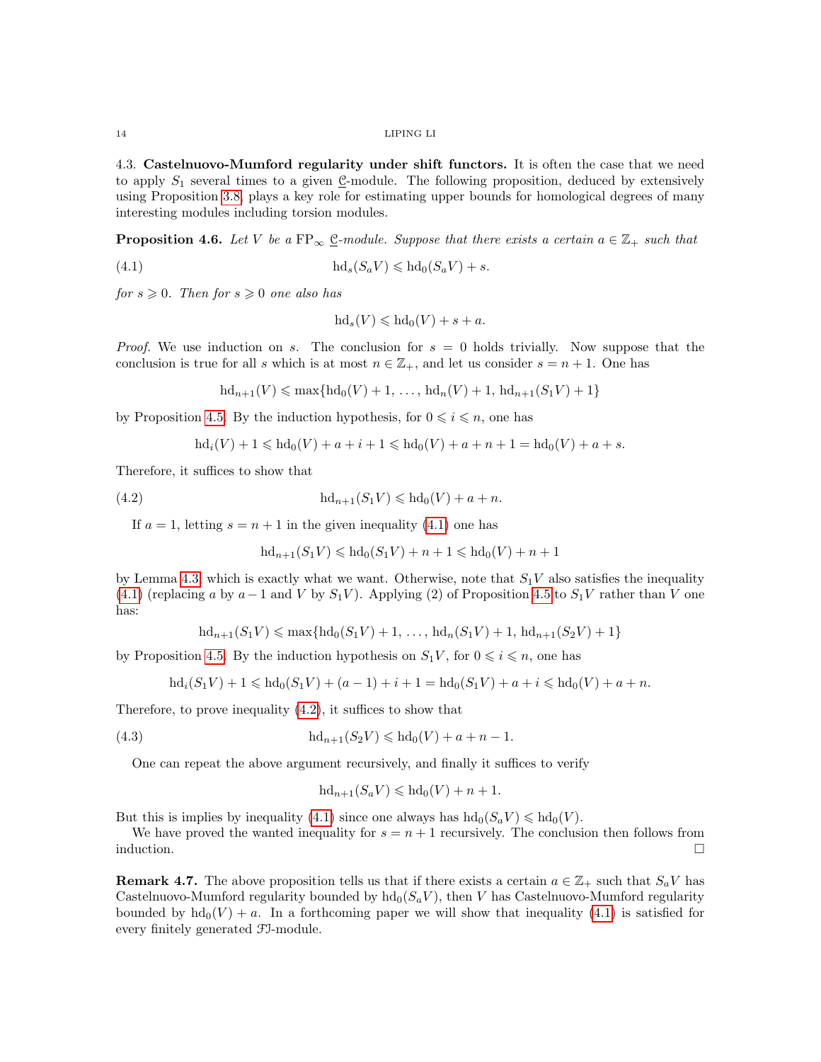4.3. **Castelnuovo-Mumford regularity under shift functors.** It is often the case that we need to apply $S_1$ several times to a given $\underline{\mathscr{C}}$-module. The following proposition, deduced by extensively using Proposition 3.8, plays a key role for estimating upper bounds for homological degrees of many interesting modules including torsion modules.

**Proposition 4.6.** *Let $V$ be a $\mathrm{FP}_\infty$ $\underline{\mathscr{C}}$-module. Suppose that there exists a certain $a \in \mathbb{Z}_+$ such that*

$$\mathrm{hd}_s(S_a V) \leqslant \mathrm{hd}_0(S_a V) + s. \tag{4.1}$$

*for $s \geqslant 0$. Then for $s \geqslant 0$ one also has*

$$\mathrm{hd}_s(V) \leqslant \mathrm{hd}_0(V) + s + a.$$

*Proof.* We use induction on $s$. The conclusion for $s = 0$ holds trivially. Now suppose that the conclusion is true for all $s$ which is at most $n \in \mathbb{Z}_+$, and let us consider $s = n+1$. One has

$$\mathrm{hd}_{n+1}(V) \leqslant \max\{\mathrm{hd}_0(V) + 1, \ldots, \mathrm{hd}_n(V) + 1, \mathrm{hd}_{n+1}(S_1 V) + 1\}$$

by Proposition 4.5. By the induction hypothesis, for $0 \leqslant i \leqslant n$, one has

$$\mathrm{hd}_i(V) + 1 \leqslant \mathrm{hd}_0(V) + a + i + 1 \leqslant \mathrm{hd}_0(V) + a + n + 1 = \mathrm{hd}_0(V) + a + s.$$

Therefore, it suffices to show that

$$\mathrm{hd}_{n+1}(S_1 V) \leqslant \mathrm{hd}_0(V) + a + n. \tag{4.2}$$

If $a = 1$, letting $s = n+1$ in the given inequality (4.1) one has

$$\mathrm{hd}_{n+1}(S_1 V) \leqslant \mathrm{hd}_0(S_1 V) + n + 1 \leqslant \mathrm{hd}_0(V) + n + 1$$

by Lemma 4.3, which is exactly what we want. Otherwise, note that $S_1 V$ also satisfies the inequality (4.1) (replacing $a$ by $a-1$ and $V$ by $S_1 V$). Applying (2) of Proposition 4.5 to $S_1 V$ rather than $V$ one has:

$$\mathrm{hd}_{n+1}(S_1 V) \leqslant \max\{\mathrm{hd}_0(S_1 V) + 1, \ldots, \mathrm{hd}_n(S_1 V) + 1, \mathrm{hd}_{n+1}(S_2 V) + 1\}$$

by Proposition 4.5. By the induction hypothesis on $S_1 V$, for $0 \leqslant i \leqslant n$, one has

$$\mathrm{hd}_i(S_1 V) + 1 \leqslant \mathrm{hd}_0(S_1 V) + (a-1) + i + 1 = \mathrm{hd}_0(S_1 V) + a + i \leqslant \mathrm{hd}_0(V) + a + n.$$

Therefore, to prove inequality (4.2), it suffices to show that

$$\mathrm{hd}_{n+1}(S_2 V) \leqslant \mathrm{hd}_0(V) + a + n - 1. \tag{4.3}$$

One can repeat the above argument recursively, and finally it suffices to verify

$$\mathrm{hd}_{n+1}(S_a V) \leqslant \mathrm{hd}_0(V) + n + 1.$$

But this is implies by inequality (4.1) since one always has $\mathrm{hd}_0(S_a V) \leqslant \mathrm{hd}_0(V)$.

We have proved the wanted inequality for $s = n+1$ recursively. The conclusion then follows from induction. □

**Remark 4.7.** The above proposition tells us that if there exists a certain $a \in \mathbb{Z}_+$ such that $S_a V$ has Castelnuovo-Mumford regularity bounded by $\mathrm{hd}_0(S_a V)$, then $V$ has Castelnuovo-Mumford regularity bounded by $\mathrm{hd}_0(V) + a$. In a forthcoming paper we will show that inequality (4.1) is satisfied for every finitely generated $\mathscr{FI}$-module.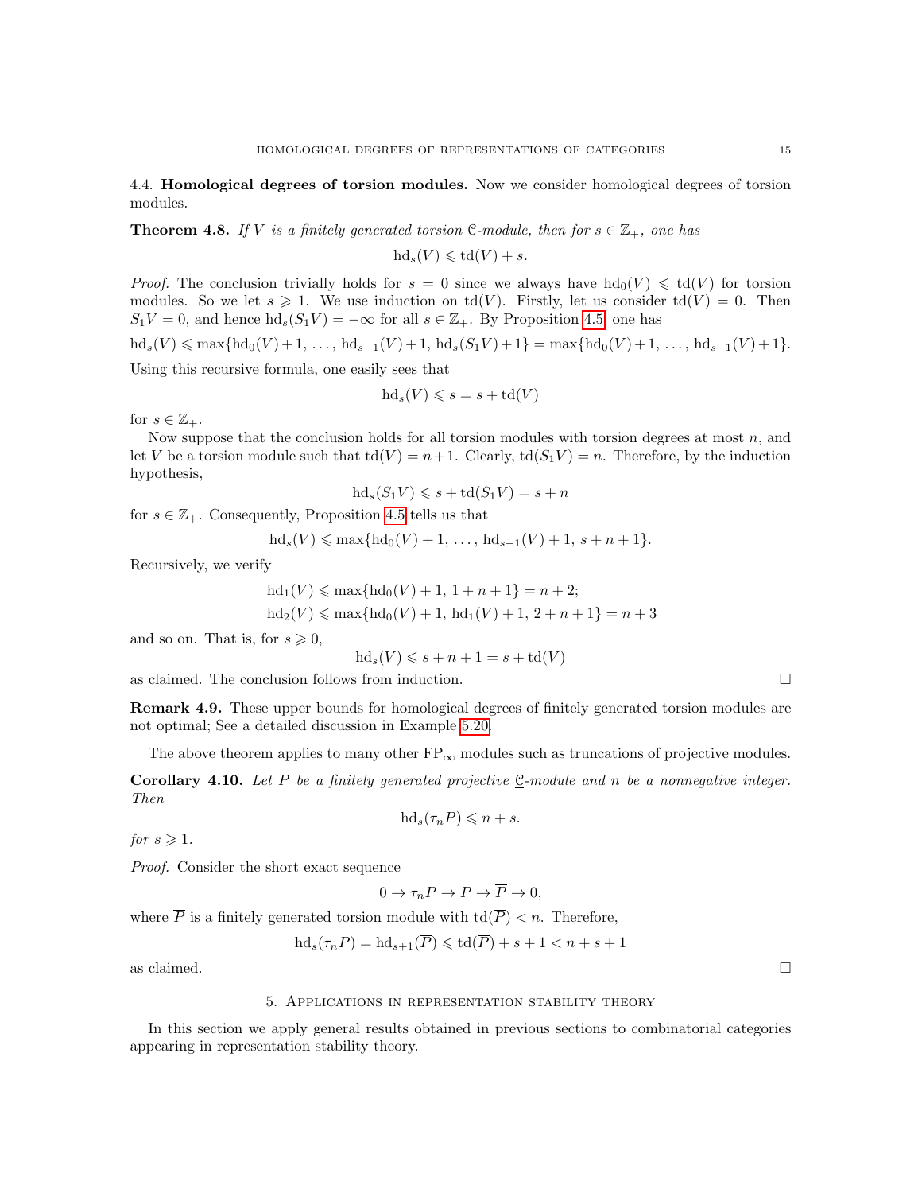### 4.4. **Homological degrees of torsion modules.**

Now we consider homological degrees of torsion modules.

**Theorem 4.8.** *If $V$ is a finitely generated torsion $\mathcal{C}$-module, then for $s \in \mathbb{Z}_+$, one has*

$$\mathrm{hd}_s(V) \leqslant \mathrm{td}(V) + s.$$

*Proof.* The conclusion trivially holds for $s = 0$ since we always have $\mathrm{hd}_0(V) \leqslant \mathrm{td}(V)$ for torsion modules. So we let $s \geqslant 1$. We use induction on $\mathrm{td}(V)$. Firstly, let us consider $\mathrm{td}(V) = 0$. Then $S_1 V = 0$, and hence $\mathrm{hd}_s(S_1 V) = -\infty$ for all $s \in \mathbb{Z}_+$. By Proposition 4.5, one has

$$\mathrm{hd}_s(V) \leqslant \max\{\mathrm{hd}_0(V)+1, \ldots, \mathrm{hd}_{s-1}(V)+1, \mathrm{hd}_s(S_1V)+1\} = \max\{\mathrm{hd}_0(V)+1, \ldots, \mathrm{hd}_{s-1}(V)+1\}.$$

Using this recursive formula, one easily sees that

$$\mathrm{hd}_s(V) \leqslant s = s + \mathrm{td}(V)$$

for $s \in \mathbb{Z}_+$.

Now suppose that the conclusion holds for all torsion modules with torsion degrees at most $n$, and let $V$ be a torsion module such that $\mathrm{td}(V) = n+1$. Clearly, $\mathrm{td}(S_1 V) = n$. Therefore, by the induction hypothesis,

$$\mathrm{hd}_s(S_1V) \leqslant s + \mathrm{td}(S_1V) = s + n$$

for $s \in \mathbb{Z}_+$. Consequently, Proposition 4.5 tells us that

$$\mathrm{hd}_s(V) \leqslant \max\{\mathrm{hd}_0(V)+1, \ldots, \mathrm{hd}_{s-1}(V)+1, s+n+1\}.$$

Recursively, we verify

$$\mathrm{hd}_1(V) \leqslant \max\{\mathrm{hd}_0(V)+1, 1+n+1\} = n+2;$$
$$\mathrm{hd}_2(V) \leqslant \max\{\mathrm{hd}_0(V)+1, \mathrm{hd}_1(V)+1, 2+n+1\} = n+3$$

and so on. That is, for $s \geqslant 0$,

$$\mathrm{hd}_s(V) \leqslant s + n + 1 = s + \mathrm{td}(V)$$

as claimed. The conclusion follows from induction. □

**Remark 4.9.** These upper bounds for homological degrees of finitely generated torsion modules are not optimal; See a detailed discussion in Example 5.20.

The above theorem applies to many other $\mathrm{FP}_\infty$ modules such as truncations of projective modules.

**Corollary 4.10.** *Let $P$ be a finitely generated projective $\underline{\mathcal{C}}$-module and $n$ be a nonnegative integer. Then*

$$\mathrm{hd}_s(\tau_n P) \leqslant n + s.$$

*for $s \geqslant 1$.*

*Proof.* Consider the short exact sequence

$$0 \to \tau_n P \to P \to \overline{P} \to 0,$$

where $\overline{P}$ is a finitely generated torsion module with $\mathrm{td}(\overline{P}) < n$. Therefore,

$$\mathrm{hd}_s(\tau_n P) = \mathrm{hd}_{s+1}(\overline{P}) \leqslant \mathrm{td}(\overline{P}) + s + 1 < n + s + 1$$

as claimed. □

## 5. Applications in representation stability theory

In this section we apply general results obtained in previous sections to combinatorial categories appearing in representation stability theory.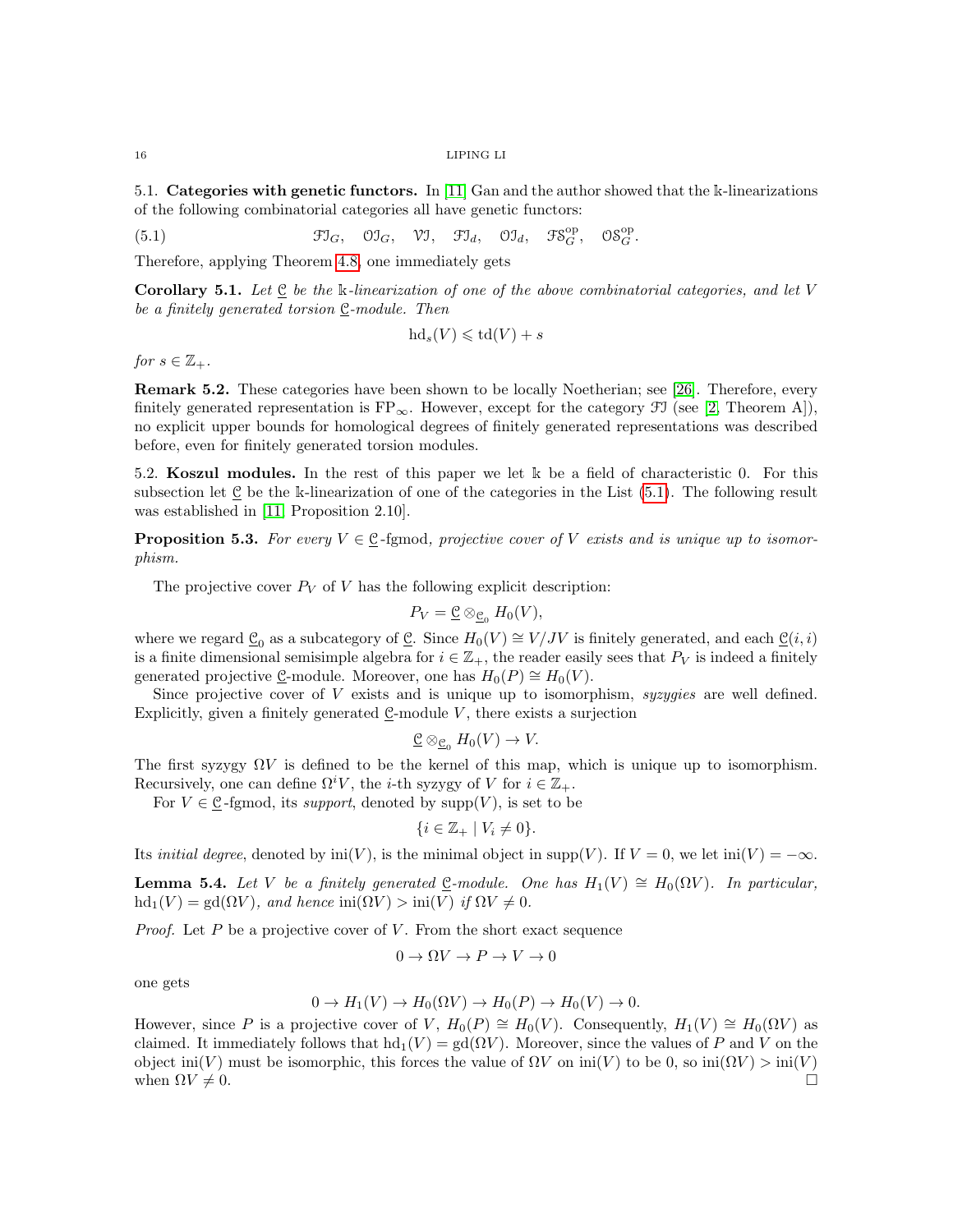### 5.1. Categories with genetic functors.

In [11] Gan and the author showed that the $\Bbbk$-linearizations of the following combinatorial categories all have genetic functors:

$$\mathcal{FI}_G, \quad \mathcal{OI}_G, \quad \mathcal{VI}, \quad \mathcal{FI}_d, \quad \mathcal{OI}_d, \quad \mathcal{FS}_G^{\mathrm{op}}, \quad \mathcal{OS}_G^{\mathrm{op}}. \tag{5.1}$$

Therefore, applying Theorem 4.8, one immediately gets

**Corollary 5.1.** *Let $\underline{\mathcal{C}}$ be the $\Bbbk$-linearization of one of the above combinatorial categories, and let $V$ be a finitely generated torsion $\underline{\mathcal{C}}$-module. Then*

$$\mathrm{hd}_s(V) \leqslant \mathrm{td}(V) + s$$

*for $s \in \mathbb{Z}_+$.*

**Remark 5.2.** These categories have been shown to be locally Noetherian; see [26]. Therefore, every finitely generated representation is $\mathrm{FP}_\infty$. However, except for the category $\mathcal{FI}$ (see [2, Theorem A]), no explicit upper bounds for homological degrees of finitely generated representations was described before, even for finitely generated torsion modules.

### 5.2. Koszul modules.

In the rest of this paper we let $\Bbbk$ be a field of characteristic 0. For this subsection let $\underline{\mathcal{C}}$ be the $\Bbbk$-linearization of one of the categories in the List (5.1). The following result was established in [11, Proposition 2.10].

**Proposition 5.3.** *For every $V \in \underline{\mathcal{C}}$-fgmod, projective cover of $V$ exists and is unique up to isomorphism.*

The projective cover $P_V$ of $V$ has the following explicit description:

$$P_V = \underline{\mathcal{C}} \otimes_{\underline{\mathcal{C}}_0} H_0(V),$$

where we regard $\underline{\mathcal{C}}_0$ as a subcategory of $\underline{\mathcal{C}}$. Since $H_0(V) \cong V/JV$ is finitely generated, and each $\underline{\mathcal{C}}(i,i)$ is a finite dimensional semisimple algebra for $i \in \mathbb{Z}_+$, the reader easily sees that $P_V$ is indeed a finitely generated projective $\underline{\mathcal{C}}$-module. Moreover, one has $H_0(P) \cong H_0(V)$.

Since projective cover of $V$ exists and is unique up to isomorphism, *syzygies* are well defined. Explicitly, given a finitely generated $\underline{\mathcal{C}}$-module $V$, there exists a surjection

$$\underline{\mathcal{C}} \otimes_{\underline{\mathcal{C}}_0} H_0(V) \to V.$$

The first syzygy $\Omega V$ is defined to be the kernel of this map, which is unique up to isomorphism. Recursively, one can define $\Omega^i V$, the $i$-th syzygy of $V$ for $i \in \mathbb{Z}_+$.

For $V \in \underline{\mathcal{C}}$-fgmod, its *support*, denoted by $\mathrm{supp}(V)$, is set to be

$$\{i \in \mathbb{Z}_+ \mid V_i \neq 0\}.$$

Its *initial degree*, denoted by $\mathrm{ini}(V)$, is the minimal object in $\mathrm{supp}(V)$. If $V = 0$, we let $\mathrm{ini}(V) = -\infty$.

**Lemma 5.4.** *Let $V$ be a finitely generated $\underline{\mathcal{C}}$-module. One has $H_1(V) \cong H_0(\Omega V)$. In particular, $\mathrm{hd}_1(V) = \mathrm{gd}(\Omega V)$, and hence $\mathrm{ini}(\Omega V) > \mathrm{ini}(V)$ if $\Omega V \neq 0$.*

*Proof.* Let $P$ be a projective cover of $V$. From the short exact sequence

$$0 \to \Omega V \to P \to V \to 0$$

one gets

$$0 \to H_1(V) \to H_0(\Omega V) \to H_0(P) \to H_0(V) \to 0.$$

However, since $P$ is a projective cover of $V$, $H_0(P) \cong H_0(V)$. Consequently, $H_1(V) \cong H_0(\Omega V)$ as claimed. It immediately follows that $\mathrm{hd}_1(V) = \mathrm{gd}(\Omega V)$. Moreover, since the values of $P$ and $V$ on the object $\mathrm{ini}(V)$ must be isomorphic, this forces the value of $\Omega V$ on $\mathrm{ini}(V)$ to be 0, so $\mathrm{ini}(\Omega V) > \mathrm{ini}(V)$ when $\Omega V \neq 0$. □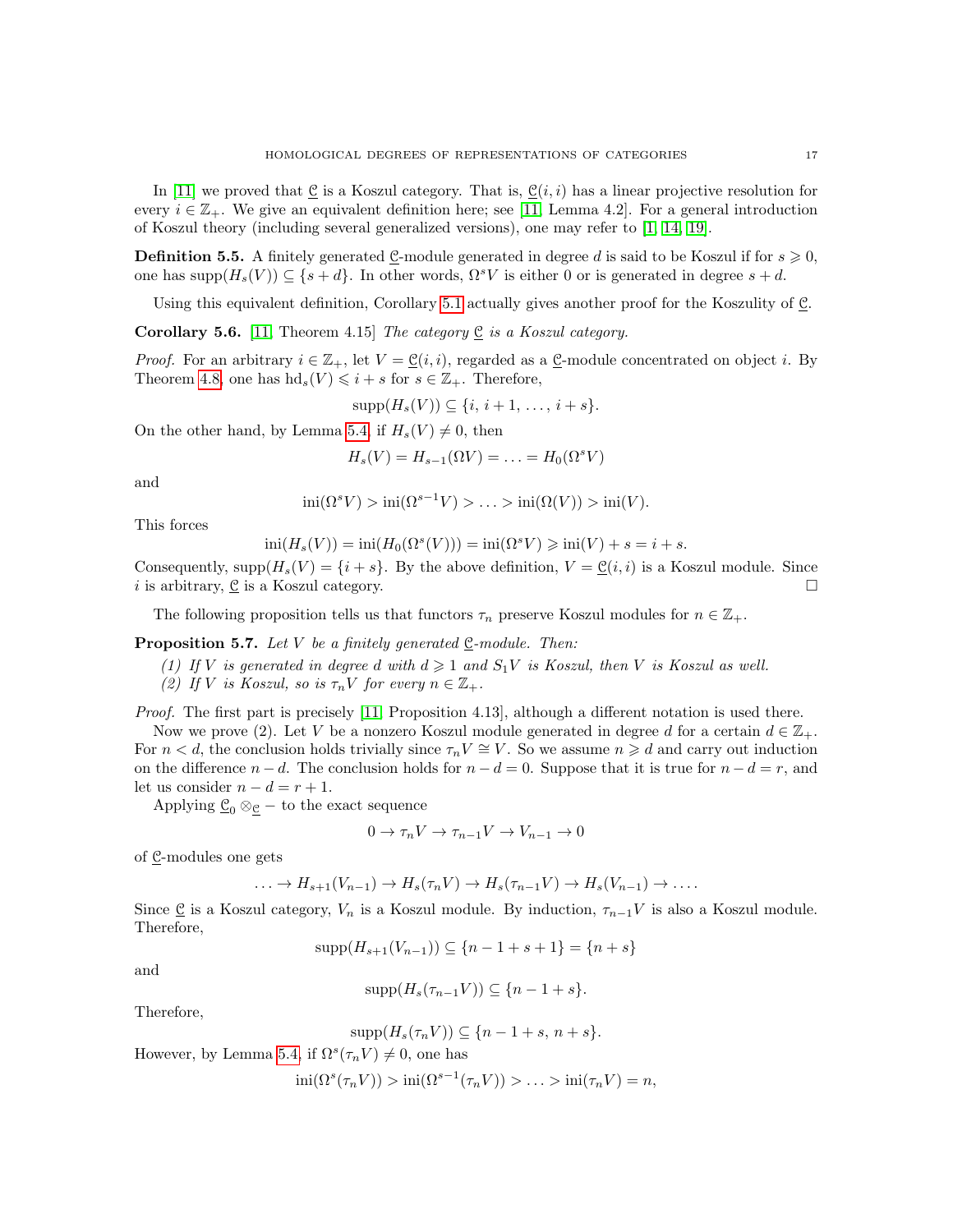In [11] we proved that $\underline{\mathcal{C}}$ is a Koszul category. That is, $\underline{\mathcal{C}}(i,i)$ has a linear projective resolution for every $i \in \mathbb{Z}_+$. We give an equivalent definition here; see [11, Lemma 4.2]. For a general introduction of Koszul theory (including several generalized versions), one may refer to [1, 14, 19].

**Definition 5.5.** A finitely generated $\underline{\mathcal{C}}$-module generated in degree $d$ is said to be Koszul if for $s \geqslant 0$, one has $\mathrm{supp}(H_s(V)) \subseteq \{s+d\}$. In other words, $\Omega^s V$ is either 0 or is generated in degree $s+d$.

Using this equivalent definition, Corollary 5.1 actually gives another proof for the Koszulity of $\underline{\mathcal{C}}$.

**Corollary 5.6.** [11, Theorem 4.15] *The category $\underline{\mathcal{C}}$ is a Koszul category.*

*Proof.* For an arbitrary $i \in \mathbb{Z}_+$, let $V = \underline{\mathcal{C}}(i,i)$, regarded as a $\underline{\mathcal{C}}$-module concentrated on object $i$. By Theorem 4.8, one has $\mathrm{hd}_s(V) \leqslant i+s$ for $s \in \mathbb{Z}_+$. Therefore,

$$\mathrm{supp}(H_s(V)) \subseteq \{i,\, i+1,\, \ldots,\, i+s\}.$$

On the other hand, by Lemma 5.4, if $H_s(V) \neq 0$, then

$$H_s(V) = H_{s-1}(\Omega V) = \ldots = H_0(\Omega^s V)$$

and

$$\mathrm{ini}(\Omega^s V) > \mathrm{ini}(\Omega^{s-1} V) > \ldots > \mathrm{ini}(\Omega(V)) > \mathrm{ini}(V).$$

This forces

$$\mathrm{ini}(H_s(V)) = \mathrm{ini}(H_0(\Omega^s(V))) = \mathrm{ini}(\Omega^s V) \geqslant \mathrm{ini}(V) + s = i+s.$$

Consequently, $\mathrm{supp}(H_s(V) = \{i+s\}$. By the above definition, $V = \underline{\mathcal{C}}(i,i)$ is a Koszul module. Since $i$ is arbitrary, $\underline{\mathcal{C}}$ is a Koszul category. $\square$

The following proposition tells us that functors $\tau_n$ preserve Koszul modules for $n \in \mathbb{Z}_+$.

**Proposition 5.7.** *Let $V$ be a finitely generated $\underline{\mathcal{C}}$-module. Then:*

*(1) If $V$ is generated in degree $d$ with $d \geqslant 1$ and $S_1 V$ is Koszul, then $V$ is Koszul as well.*
*(2) If $V$ is Koszul, so is $\tau_n V$ for every $n \in \mathbb{Z}_+$.*

*Proof.* The first part is precisely [11, Proposition 4.13], although a different notation is used there.

Now we prove (2). Let $V$ be a nonzero Koszul module generated in degree $d$ for a certain $d \in \mathbb{Z}_+$. For $n < d$, the conclusion holds trivially since $\tau_n V \cong V$. So we assume $n \geqslant d$ and carry out induction on the difference $n-d$. The conclusion holds for $n-d=0$. Suppose that it is true for $n-d=r$, and let us consider $n-d=r+1$.

Applying $\underline{\mathcal{C}}_0 \otimes_{\underline{\mathcal{C}}} -$ to the exact sequence

$$0 \to \tau_n V \to \tau_{n-1} V \to V_{n-1} \to 0$$

of $\underline{\mathcal{C}}$-modules one gets

$$\ldots \to H_{s+1}(V_{n-1}) \to H_s(\tau_n V) \to H_s(\tau_{n-1} V) \to H_s(V_{n-1}) \to \ldots.$$

Since $\underline{\mathcal{C}}$ is a Koszul category, $V_n$ is a Koszul module. By induction, $\tau_{n-1} V$ is also a Koszul module. Therefore,

$$\mathrm{supp}(H_{s+1}(V_{n-1})) \subseteq \{n-1+s+1\} = \{n+s\}$$

and

$$\mathrm{supp}(H_s(\tau_{n-1} V)) \subseteq \{n-1+s\}.$$

Therefore,

$$\mathrm{supp}(H_s(\tau_n V)) \subseteq \{n-1+s,\, n+s\}.$$

However, by Lemma 5.4, if $\Omega^s(\tau_n V) \neq 0$, one has

$$\mathrm{ini}(\Omega^s(\tau_n V)) > \mathrm{ini}(\Omega^{s-1}(\tau_n V)) > \ldots > \mathrm{ini}(\tau_n V) = n,$$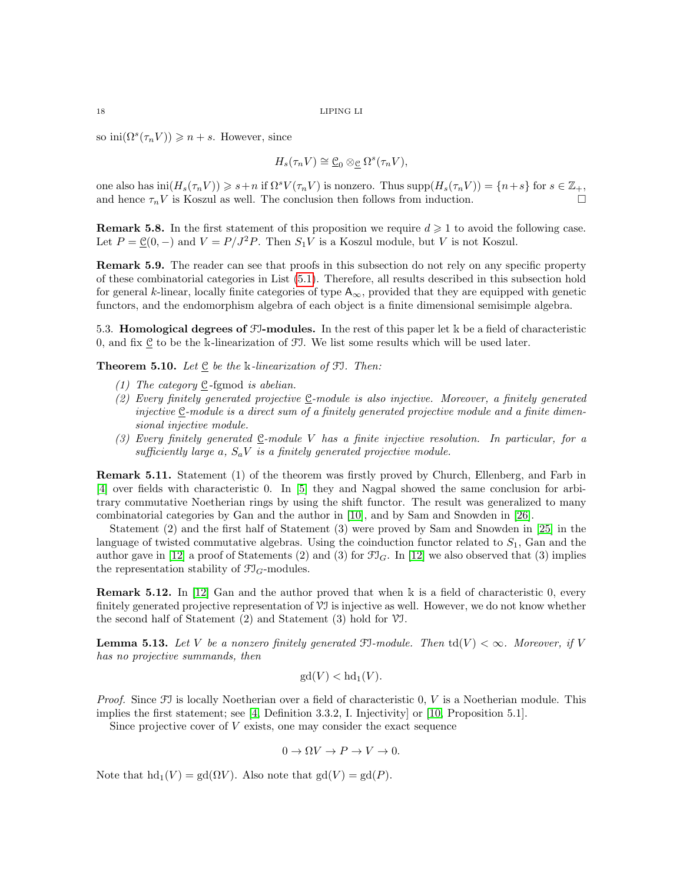so $\mathrm{ini}(\Omega^s(\tau_n V)) \geqslant n+s$. However, since

$$H_s(\tau_n V) \cong \underline{\mathcal{C}}_0 \otimes_{\underline{\mathcal{C}}} \Omega^s(\tau_n V),$$

one also has $\mathrm{ini}(H_s(\tau_n V)) \geqslant s+n$ if $\Omega^s V(\tau_n V)$ is nonzero. Thus $\mathrm{supp}(H_s(\tau_n V)) = \{n+s\}$ for $s \in \mathbb{Z}_+$, and hence $\tau_n V$ is Koszul as well. The conclusion then follows from induction. □

**Remark 5.8.** In the first statement of this proposition we require $d \geqslant 1$ to avoid the following case. Let $P = \underline{\mathcal{C}}(0, -)$ and $V = P/J^2 P$. Then $S_1 V$ is a Koszul module, but $V$ is not Koszul.

**Remark 5.9.** The reader can see that proofs in this subsection do not rely on any specific property of these combinatorial categories in List (5.1). Therefore, all results described in this subsection hold for general $k$-linear, locally finite categories of type $\mathsf{A}_\infty$, provided that they are equipped with genetic functors, and the endomorphism algebra of each object is a finite dimensional semisimple algebra.

5.3. **Homological degrees of $\mathcal{FI}$-modules.** In the rest of this paper let $\Bbbk$ be a field of characteristic 0, and fix $\underline{\mathcal{C}}$ to be the $\Bbbk$-linearization of $\mathcal{FI}$. We list some results which will be used later.

**Theorem 5.10.** *Let $\underline{\mathcal{C}}$ be the $\Bbbk$-linearization of $\mathcal{FI}$. Then:*

*(1) The category $\underline{\mathcal{C}}$-fgmod is abelian.*
*(2) Every finitely generated projective $\underline{\mathcal{C}}$-module is also injective. Moreover, a finitely generated injective $\underline{\mathcal{C}}$-module is a direct sum of a finitely generated projective module and a finite dimensional injective module.*
*(3) Every finitely generated $\underline{\mathcal{C}}$-module $V$ has a finite injective resolution. In particular, for a sufficiently large $a$, $S_a V$ is a finitely generated projective module.*

**Remark 5.11.** Statement (1) of the theorem was firstly proved by Church, Ellenberg, and Farb in [4] over fields with characteristic 0. In [5] they and Nagpal showed the same conclusion for arbitrary commutative Noetherian rings by using the shift functor. The result was generalized to many combinatorial categories by Gan and the author in [10], and by Sam and Snowden in [26].

Statement (2) and the first half of Statement (3) were proved by Sam and Snowden in [25] in the language of twisted commutative algebras. Using the coinduction functor related to $S_1$, Gan and the author gave in [12] a proof of Statements (2) and (3) for $\mathcal{FI}_G$. In [12] we also observed that (3) implies the representation stability of $\mathcal{FI}_G$-modules.

**Remark 5.12.** In [12] Gan and the author proved that when $\Bbbk$ is a field of characteristic 0, every finitely generated projective representation of $\mathcal{VI}$ is injective as well. However, we do not know whether the second half of Statement (2) and Statement (3) hold for $\mathcal{VI}$.

**Lemma 5.13.** *Let $V$ be a nonzero finitely generated $\mathcal{FI}$-module. Then $\mathrm{td}(V) < \infty$. Moreover, if $V$ has no projective summands, then*

$$\mathrm{gd}(V) < \mathrm{hd}_1(V).$$

*Proof.* Since $\mathcal{FI}$ is locally Noetherian over a field of characteristic 0, $V$ is a Noetherian module. This implies the first statement; see [4, Definition 3.3.2, I. Injectivity] or [10, Proposition 5.1].

Since projective cover of $V$ exists, one may consider the exact sequence

$$0 \to \Omega V \to P \to V \to 0.$$

Note that $\mathrm{hd}_1(V) = \mathrm{gd}(\Omega V)$. Also note that $\mathrm{gd}(V) = \mathrm{gd}(P)$.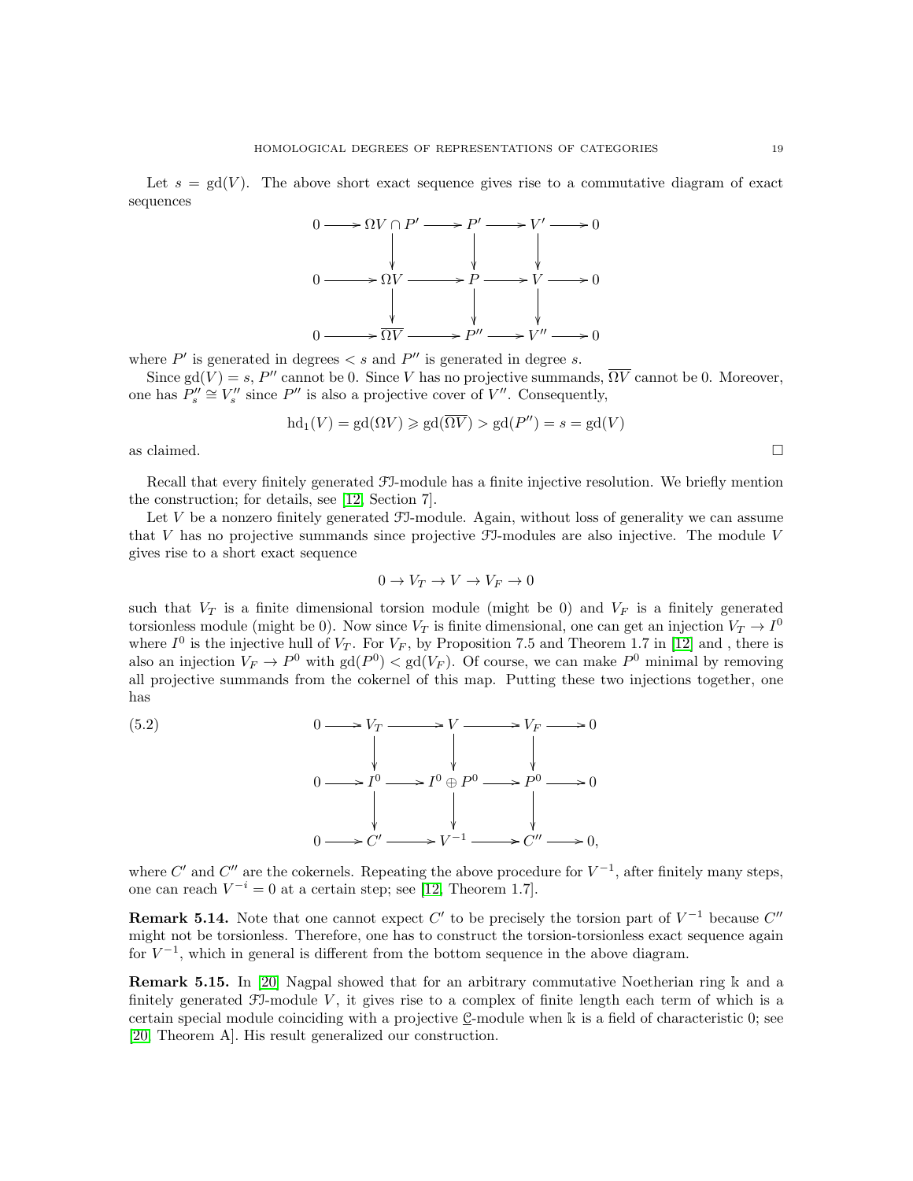Let $s = \mathrm{gd}(V)$. The above short exact sequence gives rise to a commutative diagram of exact sequences

$$
\begin{array}{ccccccccc}
0 & \longrightarrow & \Omega V \cap P' & \longrightarrow & P' & \longrightarrow & V' & \longrightarrow & 0 \\
 & & \downarrow & & \downarrow & & \downarrow & & \\
0 & \longrightarrow & \Omega V & \longrightarrow & P & \longrightarrow & V & \longrightarrow & 0 \\
 & & \downarrow & & \downarrow & & \downarrow & & \\
0 & \longrightarrow & \overline{\Omega V} & \longrightarrow & P'' & \longrightarrow & V'' & \longrightarrow & 0
\end{array}
$$

where $P'$ is generated in degrees $< s$ and $P''$ is generated in degree $s$.

Since $\mathrm{gd}(V) = s$, $P''$ cannot be 0. Since $V$ has no projective summands, $\overline{\Omega V}$ cannot be 0. Moreover, one has $P''_s \cong V''_s$ since $P''$ is also a projective cover of $V''$. Consequently,

$$\mathrm{hd}_1(V) = \mathrm{gd}(\Omega V) \geqslant \mathrm{gd}(\overline{\Omega V}) > \mathrm{gd}(P'') = s = \mathrm{gd}(V)$$

as claimed. □

Recall that every finitely generated $\mathcal{FI}$-module has a finite injective resolution. We briefly mention the construction; for details, see [12, Section 7].

Let $V$ be a nonzero finitely generated $\mathcal{FI}$-module. Again, without loss of generality we can assume that $V$ has no projective summands since projective $\mathcal{FI}$-modules are also injective. The module $V$ gives rise to a short exact sequence

$$0 \to V_T \to V \to V_F \to 0$$

such that $V_T$ is a finite dimensional torsion module (might be 0) and $V_F$ is a finitely generated torsionless module (might be 0). Now since $V_T$ is finite dimensional, one can get an injection $V_T \to I^0$ where $I^0$ is the injective hull of $V_T$. For $V_F$, by Proposition 7.5 and Theorem 1.7 in [12] and , there is also an injection $V_F \to P^0$ with $\mathrm{gd}(P^0) < \mathrm{gd}(V_F)$. Of course, we can make $P^0$ minimal by removing all projective summands from the cokernel of this map. Putting these two injections together, one has

$$
\begin{array}{ccccccccc}
0 & \longrightarrow & V_T & \longrightarrow & V & \longrightarrow & V_F & \longrightarrow & 0 \\
 & & \downarrow & & \downarrow & & \downarrow & & \\
0 & \longrightarrow & I^0 & \longrightarrow & I^0 \oplus P^0 & \longrightarrow & P^0 & \longrightarrow & 0 \\
 & & \downarrow & & \downarrow & & \downarrow & & \\
0 & \longrightarrow & C' & \longrightarrow & V^{-1} & \longrightarrow & C'' & \longrightarrow & 0,
\end{array}
\tag{5.2}
$$

where $C'$ and $C''$ are the cokernels. Repeating the above procedure for $V^{-1}$, after finitely many steps, one can reach $V^{-i} = 0$ at a certain step; see [12, Theorem 1.7].

**Remark 5.14.** Note that one cannot expect $C'$ to be precisely the torsion part of $V^{-1}$ because $C''$ might not be torsionless. Therefore, one has to construct the torsion-torsionless exact sequence again for $V^{-1}$, which in general is different from the bottom sequence in the above diagram.

**Remark 5.15.** In [20] Nagpal showed that for an arbitrary commutative Noetherian ring $\Bbbk$ and a finitely generated $\mathcal{FI}$-module $V$, it gives rise to a complex of finite length each term of which is a certain special module coinciding with a projective $\underline{\mathcal{C}}$-module when $\Bbbk$ is a field of characteristic 0; see [20, Theorem A]. His result generalized our construction.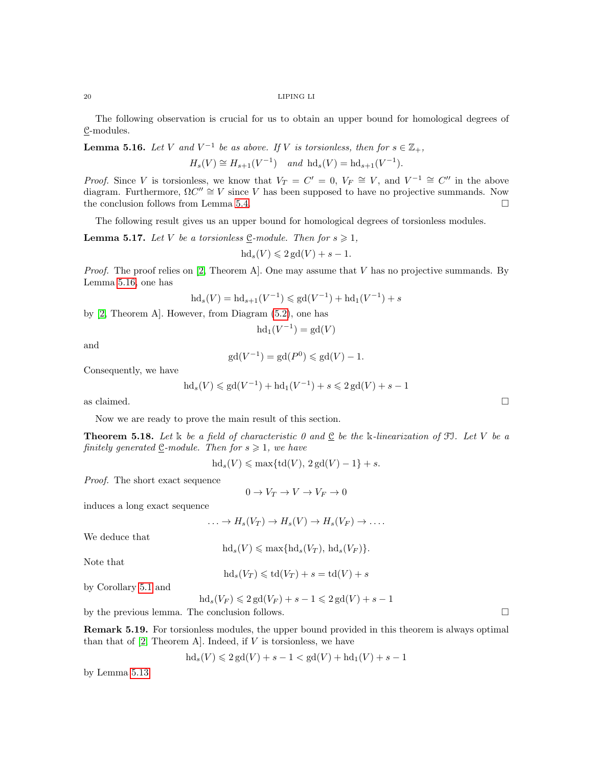The following observation is crucial for us to obtain an upper bound for homological degrees of $\underline{\mathscr{C}}$-modules.

**Lemma 5.16.** *Let $V$ and $V^{-1}$ be as above. If $V$ is torsionless, then for $s \in \mathbb{Z}_+$,*

$$H_s(V) \cong H_{s+1}(V^{-1}) \quad \text{and } \operatorname{hd}_s(V) = \operatorname{hd}_{s+1}(V^{-1}).$$

*Proof.* Since $V$ is torsionless, we know that $V_T = C' = 0$, $V_F \cong V$, and $V^{-1} \cong C''$ in the above diagram. Furthermore, $\Omega C'' \cong V$ since $V$ has been supposed to have no projective summands. Now the conclusion follows from Lemma 5.4. $\square$

The following result gives us an upper bound for homological degrees of torsionless modules.

**Lemma 5.17.** *Let $V$ be a torsionless $\underline{\mathscr{C}}$-module. Then for $s \geqslant 1$,*

$$\operatorname{hd}_s(V) \leqslant 2\operatorname{gd}(V) + s - 1.$$

*Proof.* The proof relies on [2, Theorem A]. One may assume that $V$ has no projective summands. By Lemma 5.16, one has

$$\operatorname{hd}_s(V) = \operatorname{hd}_{s+1}(V^{-1}) \leqslant \operatorname{gd}(V^{-1}) + \operatorname{hd}_1(V^{-1}) + s$$

by [2, Theorem A]. However, from Diagram (5.2), one has

$$\operatorname{hd}_1(V^{-1}) = \operatorname{gd}(V)$$

and

$$\operatorname{gd}(V^{-1}) = \operatorname{gd}(P^0) \leqslant \operatorname{gd}(V) - 1.$$

Consequently, we have

$$\operatorname{hd}_s(V) \leqslant \operatorname{gd}(V^{-1}) + \operatorname{hd}_1(V^{-1}) + s \leqslant 2\operatorname{gd}(V) + s - 1$$

as claimed. $\square$

Now we are ready to prove the main result of this section.

**Theorem 5.18.** *Let $\Bbbk$ be a field of characteristic 0 and $\underline{\mathscr{C}}$ be the $\Bbbk$-linearization of $\mathscr{FI}$. Let $V$ be a finitely generated $\underline{\mathscr{C}}$-module. Then for $s \geqslant 1$, we have*

$$\operatorname{hd}_s(V) \leqslant \max\{\operatorname{td}(V),\, 2\operatorname{gd}(V) - 1\} + s.$$

*Proof.* The short exact sequence

$$0 \to V_T \to V \to V_F \to 0$$

induces a long exact sequence

$$\ldots \to H_s(V_T) \to H_s(V) \to H_s(V_F) \to \ldots.$$

We deduce that

$$\operatorname{hd}_s(V) \leqslant \max\{\operatorname{hd}_s(V_T),\, \operatorname{hd}_s(V_F)\}.$$

Note that

$$\operatorname{hd}_s(V_T) \leqslant \operatorname{td}(V_T) + s = \operatorname{td}(V) + s$$

by Corollary 5.1 and

$$\operatorname{hd}_s(V_F) \leqslant 2\operatorname{gd}(V_F) + s - 1 \leqslant 2\operatorname{gd}(V) + s - 1$$

by the previous lemma. The conclusion follows. $\square$

**Remark 5.19.** For torsionless modules, the upper bound provided in this theorem is always optimal than that of [2, Theorem A]. Indeed, if $V$ is torsionless, we have

$$\operatorname{hd}_s(V) \leqslant 2\operatorname{gd}(V) + s - 1 < \operatorname{gd}(V) + \operatorname{hd}_1(V) + s - 1$$

by Lemma 5.13.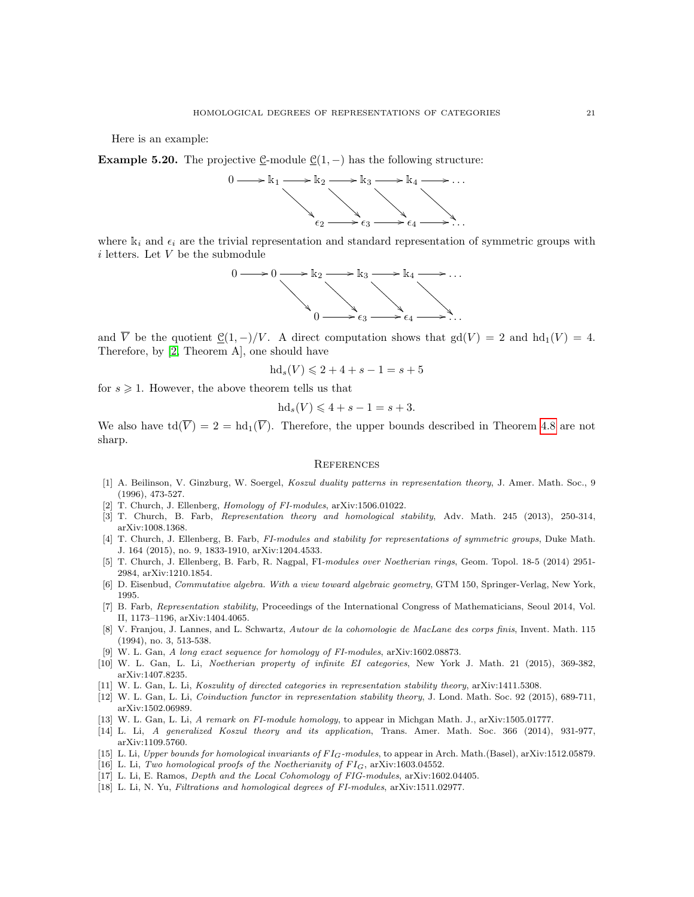Here is an example:

**Example 5.20.** The projective $\underline{\mathcal{C}}$-module $\underline{\mathcal{C}}(1,-)$ has the following structure:

$$\begin{array}{ccccccccccc}
0 & \longrightarrow & \Bbbk_1 & \longrightarrow & \Bbbk_2 & \longrightarrow & \Bbbk_3 & \longrightarrow & \Bbbk_4 & \longrightarrow & \ldots \\
 & & & \searrow & & \searrow & & \searrow & & \searrow & \\
 & & & & \epsilon_2 & \longrightarrow & \epsilon_3 & \longrightarrow & \epsilon_4 & \longrightarrow & \ldots
\end{array}$$

where $\Bbbk_i$ and $\epsilon_i$ are the trivial representation and standard representation of symmetric groups with $i$ letters. Let $V$ be the submodule

$$\begin{array}{ccccccccccc}
0 & \longrightarrow & 0 & \longrightarrow & \Bbbk_2 & \longrightarrow & \Bbbk_3 & \longrightarrow & \Bbbk_4 & \longrightarrow & \ldots \\
 & & & \searrow & & \searrow & & \searrow & & \searrow & \\
 & & & & 0 & \longrightarrow & \epsilon_3 & \longrightarrow & \epsilon_4 & \longrightarrow & \ldots
\end{array}$$

and $\overline{V}$ be the quotient $\underline{\mathcal{C}}(1,-)/V$. A direct computation shows that $\mathrm{gd}(V) = 2$ and $\mathrm{hd}_1(V) = 4$. Therefore, by [2, Theorem A], one should have

$$\mathrm{hd}_s(V) \leqslant 2 + 4 + s - 1 = s + 5$$

for $s \geqslant 1$. However, the above theorem tells us that

$$\mathrm{hd}_s(V) \leqslant 4 + s - 1 = s + 3.$$

We also have $\mathrm{td}(\overline{V}) = 2 = \mathrm{hd}_1(\overline{V})$. Therefore, the upper bounds described in Theorem 4.8 are not sharp.

## References

[1] A. Beilinson, V. Ginzburg, W. Soergel, *Koszul duality patterns in representation theory*, J. Amer. Math. Soc., 9 (1996), 473-527.

[2] T. Church, J. Ellenberg, *Homology of FI-modules*, arXiv:1506.01022.

[3] T. Church, B. Farb, *Representation theory and homological stability*, Adv. Math. 245 (2013), 250-314, arXiv:1008.1368.

[4] T. Church, J. Ellenberg, B. Farb, *FI-modules and stability for representations of symmetric groups*, Duke Math. J. 164 (2015), no. 9, 1833-1910, arXiv:1204.4533.

[5] T. Church, J. Ellenberg, B. Farb, R. Nagpal, FI*-modules over Noetherian rings*, Geom. Topol. 18-5 (2014) 2951-2984, arXiv:1210.1854.

[6] D. Eisenbud, *Commutative algebra. With a view toward algebraic geometry*, GTM 150, Springer-Verlag, New York, 1995.

[7] B. Farb, *Representation stability*, Proceedings of the International Congress of Mathematicians, Seoul 2014, Vol. II, 1173–1196, arXiv:1404.4065.

[8] V. Franjou, J. Lannes, and L. Schwartz, *Autour de la cohomologie de MacLane des corps finis*, Invent. Math. 115 (1994), no. 3, 513-538.

[9] W. L. Gan, *A long exact sequence for homology of FI-modules*, arXiv:1602.08873.

[10] W. L. Gan, L. Li, *Noetherian property of infinite EI categories*, New York J. Math. 21 (2015), 369-382, arXiv:1407.8235.

[11] W. L. Gan, L. Li, *Koszulity of directed categories in representation stability theory*, arXiv:1411.5308.

[12] W. L. Gan, L. Li, *Coinduction functor in representation stability theory*, J. Lond. Math. Soc. 92 (2015), 689-711, arXiv:1502.06989.

[13] W. L. Gan, L. Li, *A remark on FI-module homology*, to appear in Michgan Math. J., arXiv:1505.01777.

[14] L. Li, *A generalized Koszul theory and its application*, Trans. Amer. Math. Soc. 366 (2014), 931-977, arXiv:1109.5760.

[15] L. Li, *Upper bounds for homological invariants of $FI_G$-modules*, to appear in Arch. Math.(Basel), arXiv:1512.05879.

[16] L. Li, *Two homological proofs of the Noetherianity of $FI_G$*, arXiv:1603.04552.

[17] L. Li, E. Ramos, *Depth and the Local Cohomology of FIG-modules*, arXiv:1602.04405.

[18] L. Li, N. Yu, *Filtrations and homological degrees of FI-modules*, arXiv:1511.02977.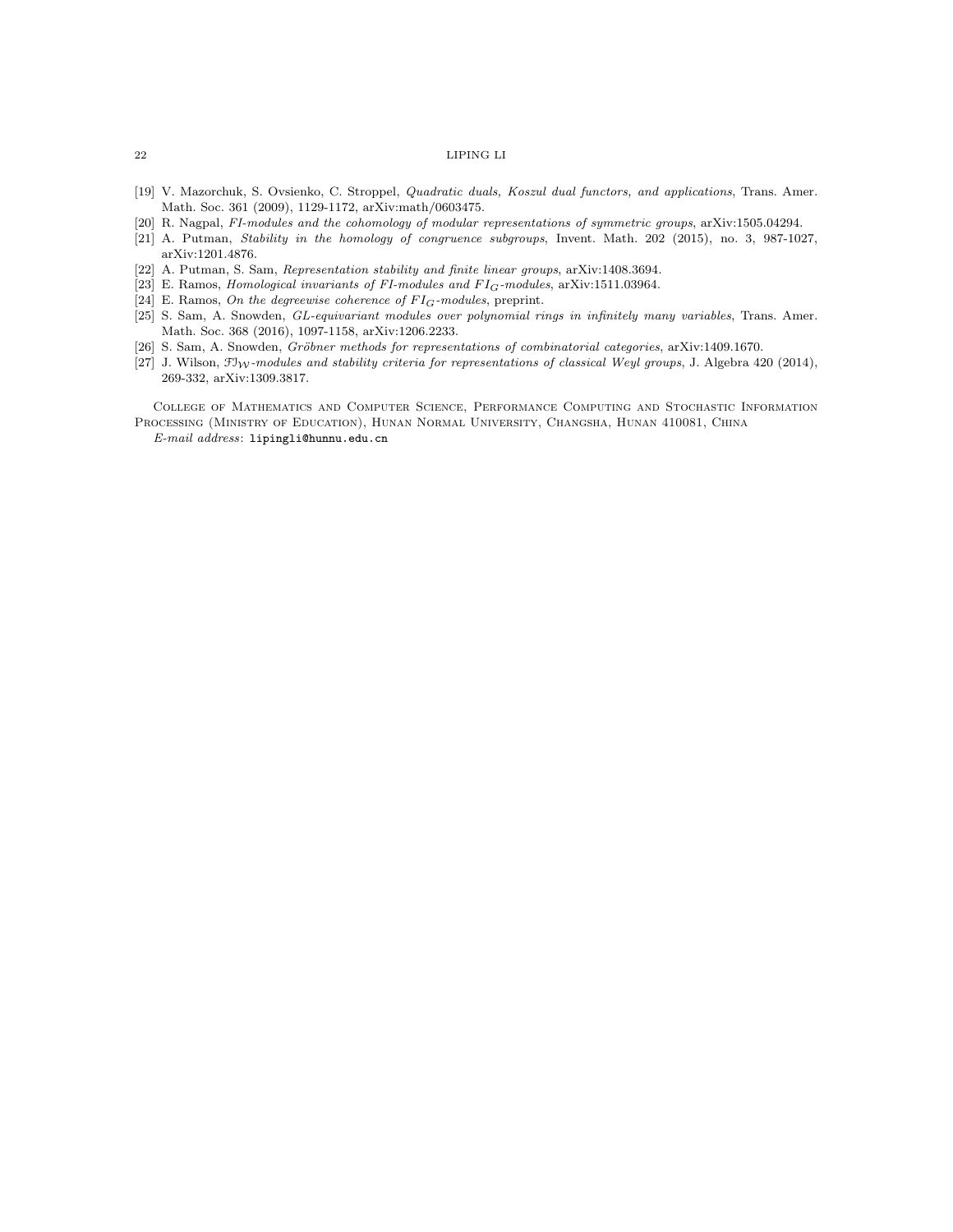[19] V. Mazorchuk, S. Ovsienko, C. Stroppel, *Quadratic duals, Koszul dual functors, and applications*, Trans. Amer. Math. Soc. 361 (2009), 1129-1172, arXiv:math/0603475.

[20] R. Nagpal, *FI-modules and the cohomology of modular representations of symmetric groups*, arXiv:1505.04294.

[21] A. Putman, *Stability in the homology of congruence subgroups*, Invent. Math. 202 (2015), no. 3, 987-1027, arXiv:1201.4876.

[22] A. Putman, S. Sam, *Representation stability and finite linear groups*, arXiv:1408.3694.

[23] E. Ramos, *Homological invariants of FI-modules and $FI_G$-modules*, arXiv:1511.03964.

[24] E. Ramos, *On the degreewise coherence of $FI_G$-modules*, preprint.

[25] S. Sam, A. Snowden, *GL-equivariant modules over polynomial rings in infinitely many variables*, Trans. Amer. Math. Soc. 368 (2016), 1097-1158, arXiv:1206.2233.

[26] S. Sam, A. Snowden, *Gröbner methods for representations of combinatorial categories*, arXiv:1409.1670.

[27] J. Wilson, *$\mathcal{FI}_{\mathcal{W}}$-modules and stability criteria for representations of classical Weyl groups*, J. Algebra 420 (2014), 269-332, arXiv:1309.3817.

College of Mathematics and Computer Science, Performance Computing and Stochastic Information Processing (Ministry of Education), Hunan Normal University, Changsha, Hunan 410081, China

*E-mail address*: lipingli@hunnu.edu.cn